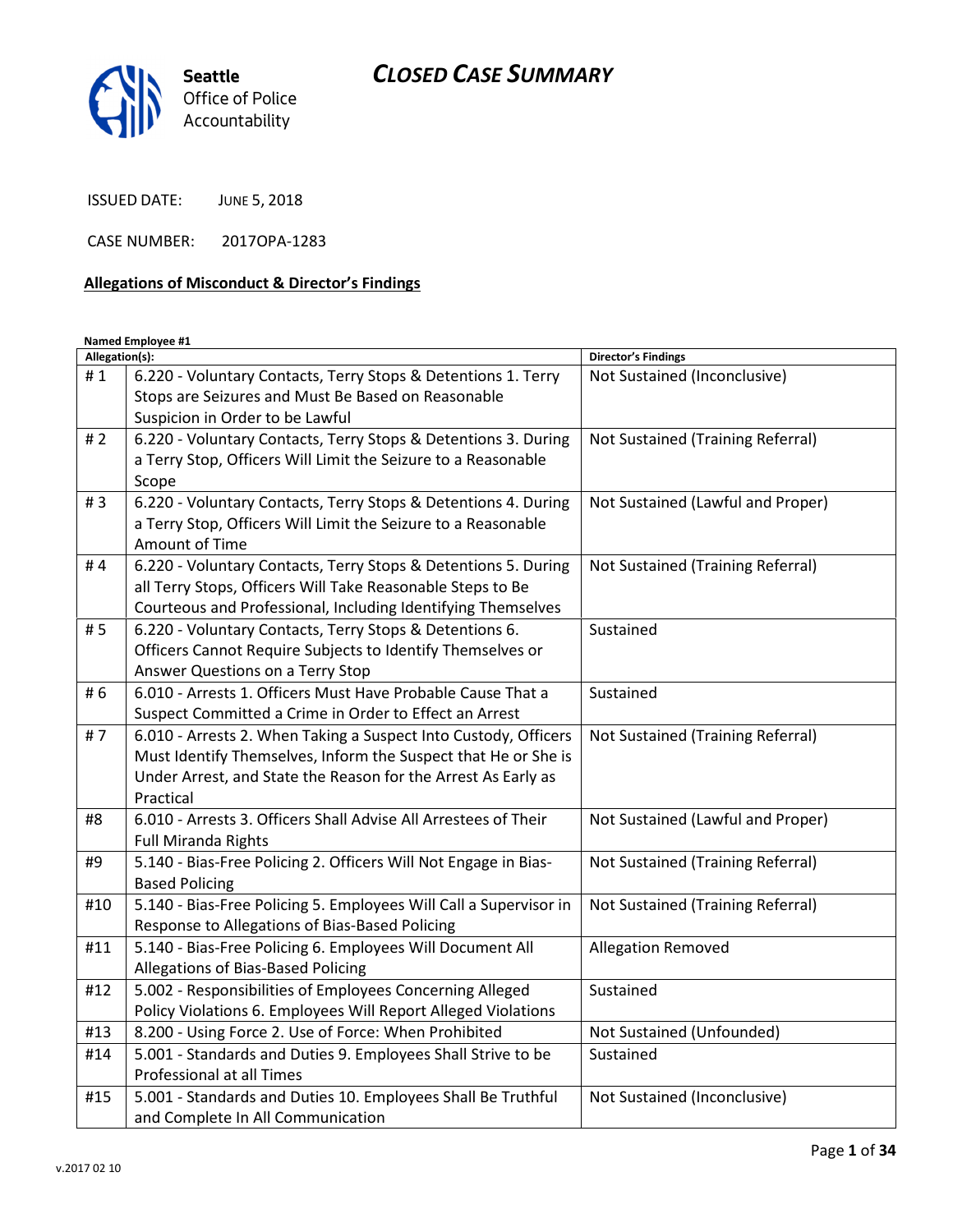Seattle Office of Police Accountability

# CLOSED CASE SUMMARY

ISSUED DATE: JUNE 5, 2018

CASE NUMBER: 2017OPA-1283

## Allegations of Misconduct & Director's Findings

**Named Employee #1**

| Allegation(s): | | Director's Findings |
|---|---|---|
| # 1 | 6.220 - Voluntary Contacts, Terry Stops & Detentions 1. Terry Stops are Seizures and Must Be Based on Reasonable Suspicion in Order to be Lawful | Not Sustained (Inconclusive) |
| # 2 | 6.220 - Voluntary Contacts, Terry Stops & Detentions 3. During a Terry Stop, Officers Will Limit the Seizure to a Reasonable Scope | Not Sustained (Training Referral) |
| # 3 | 6.220 - Voluntary Contacts, Terry Stops & Detentions 4. During a Terry Stop, Officers Will Limit the Seizure to a Reasonable Amount of Time | Not Sustained (Lawful and Proper) |
| # 4 | 6.220 - Voluntary Contacts, Terry Stops & Detentions 5. During all Terry Stops, Officers Will Take Reasonable Steps to Be Courteous and Professional, Including Identifying Themselves | Not Sustained (Training Referral) |
| # 5 | 6.220 - Voluntary Contacts, Terry Stops & Detentions 6. Officers Cannot Require Subjects to Identify Themselves or Answer Questions on a Terry Stop | Sustained |
| # 6 | 6.010 - Arrests 1. Officers Must Have Probable Cause That a Suspect Committed a Crime in Order to Effect an Arrest | Sustained |
| # 7 | 6.010 - Arrests 2. When Taking a Suspect Into Custody, Officers Must Identify Themselves, Inform the Suspect that He or She is Under Arrest, and State the Reason for the Arrest As Early as Practical | Not Sustained (Training Referral) |
| #8 | 6.010 - Arrests 3. Officers Shall Advise All Arrestees of Their Full Miranda Rights | Not Sustained (Lawful and Proper) |
| #9 | 5.140 - Bias-Free Policing 2. Officers Will Not Engage in Bias-Based Policing | Not Sustained (Training Referral) |
| #10 | 5.140 - Bias-Free Policing 5. Employees Will Call a Supervisor in Response to Allegations of Bias-Based Policing | Not Sustained (Training Referral) |
| #11 | 5.140 - Bias-Free Policing 6. Employees Will Document All Allegations of Bias-Based Policing | Allegation Removed |
| #12 | 5.002 - Responsibilities of Employees Concerning Alleged Policy Violations 6. Employees Will Report Alleged Violations | Sustained |
| #13 | 8.200 - Using Force 2. Use of Force: When Prohibited | Not Sustained (Unfounded) |
| #14 | 5.001 - Standards and Duties 9. Employees Shall Strive to be Professional at all Times | Sustained |
| #15 | 5.001 - Standards and Duties 10. Employees Shall Be Truthful and Complete In All Communication | Not Sustained (Inconclusive) |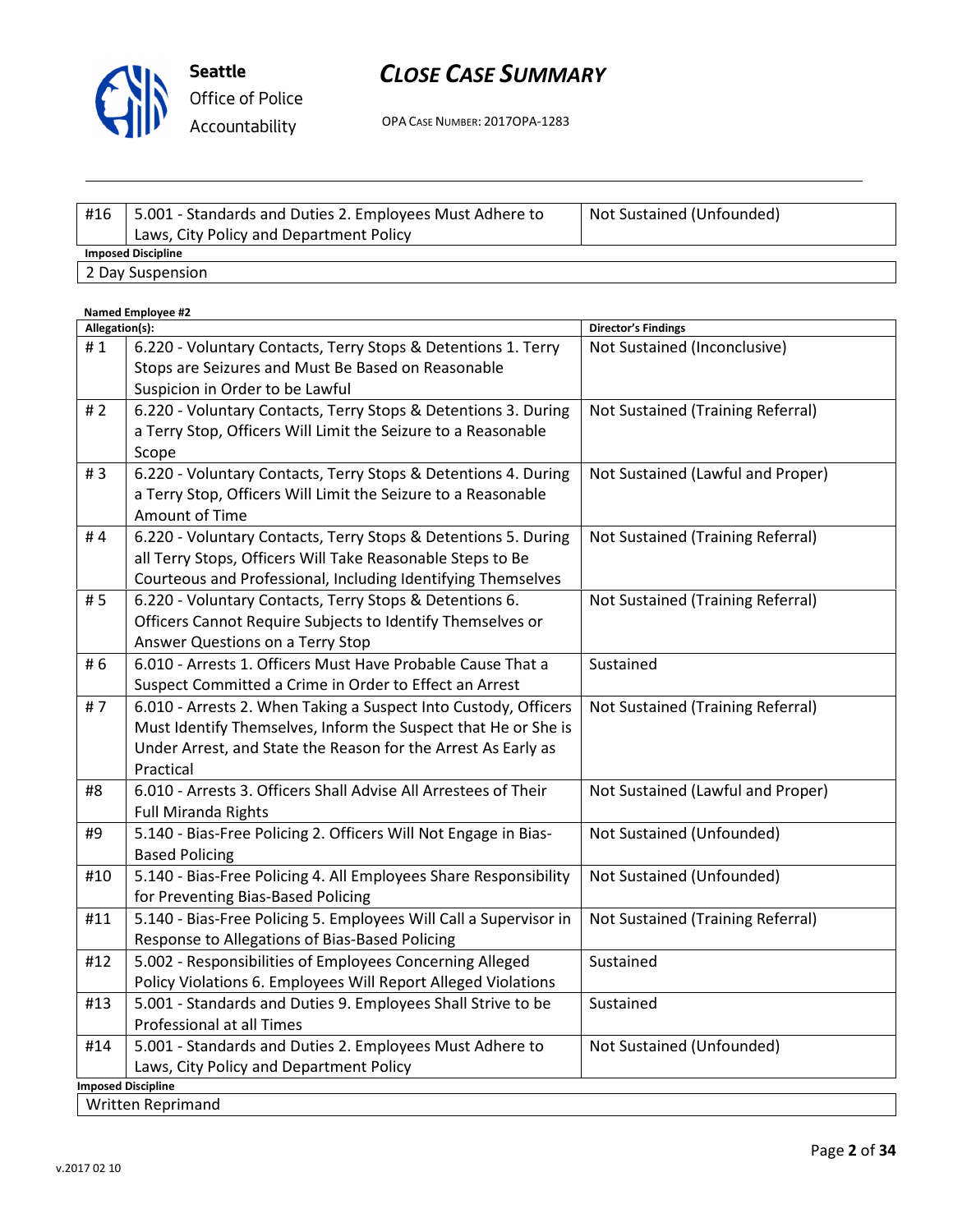| | | |
|---|---|---|
| #16 | 5.001 - Standards and Duties 2. Employees Must Adhere to Laws, City Policy and Department Policy | Not Sustained (Unfounded) |

**Imposed Discipline**

2 Day Suspension

**Named Employee #2**

| Allegation(s): | | Director's Findings |
|---|---|---|
| # 1 | 6.220 - Voluntary Contacts, Terry Stops & Detentions 1. Terry Stops are Seizures and Must Be Based on Reasonable Suspicion in Order to be Lawful | Not Sustained (Inconclusive) |
| # 2 | 6.220 - Voluntary Contacts, Terry Stops & Detentions 3. During a Terry Stop, Officers Will Limit the Seizure to a Reasonable Scope | Not Sustained (Training Referral) |
| # 3 | 6.220 - Voluntary Contacts, Terry Stops & Detentions 4. During a Terry Stop, Officers Will Limit the Seizure to a Reasonable Amount of Time | Not Sustained (Lawful and Proper) |
| # 4 | 6.220 - Voluntary Contacts, Terry Stops & Detentions 5. During all Terry Stops, Officers Will Take Reasonable Steps to Be Courteous and Professional, Including Identifying Themselves | Not Sustained (Training Referral) |
| # 5 | 6.220 - Voluntary Contacts, Terry Stops & Detentions 6. Officers Cannot Require Subjects to Identify Themselves or Answer Questions on a Terry Stop | Not Sustained (Training Referral) |
| # 6 | 6.010 - Arrests 1. Officers Must Have Probable Cause That a Suspect Committed a Crime in Order to Effect an Arrest | Sustained |
| # 7 | 6.010 - Arrests 2. When Taking a Suspect Into Custody, Officers Must Identify Themselves, Inform the Suspect that He or She is Under Arrest, and State the Reason for the Arrest As Early as Practical | Not Sustained (Training Referral) |
| #8 | 6.010 - Arrests 3. Officers Shall Advise All Arrestees of Their Full Miranda Rights | Not Sustained (Lawful and Proper) |
| #9 | 5.140 - Bias-Free Policing 2. Officers Will Not Engage in Bias-Based Policing | Not Sustained (Unfounded) |
| #10 | 5.140 - Bias-Free Policing 4. All Employees Share Responsibility for Preventing Bias-Based Policing | Not Sustained (Unfounded) |
| #11 | 5.140 - Bias-Free Policing 5. Employees Will Call a Supervisor in Response to Allegations of Bias-Based Policing | Not Sustained (Training Referral) |
| #12 | 5.002 - Responsibilities of Employees Concerning Alleged Policy Violations 6. Employees Will Report Alleged Violations | Sustained |
| #13 | 5.001 - Standards and Duties 9. Employees Shall Strive to be Professional at all Times | Sustained |
| #14 | 5.001 - Standards and Duties 2. Employees Must Adhere to Laws, City Policy and Department Policy | Not Sustained (Unfounded) |

**Imposed Discipline**

Written Reprimand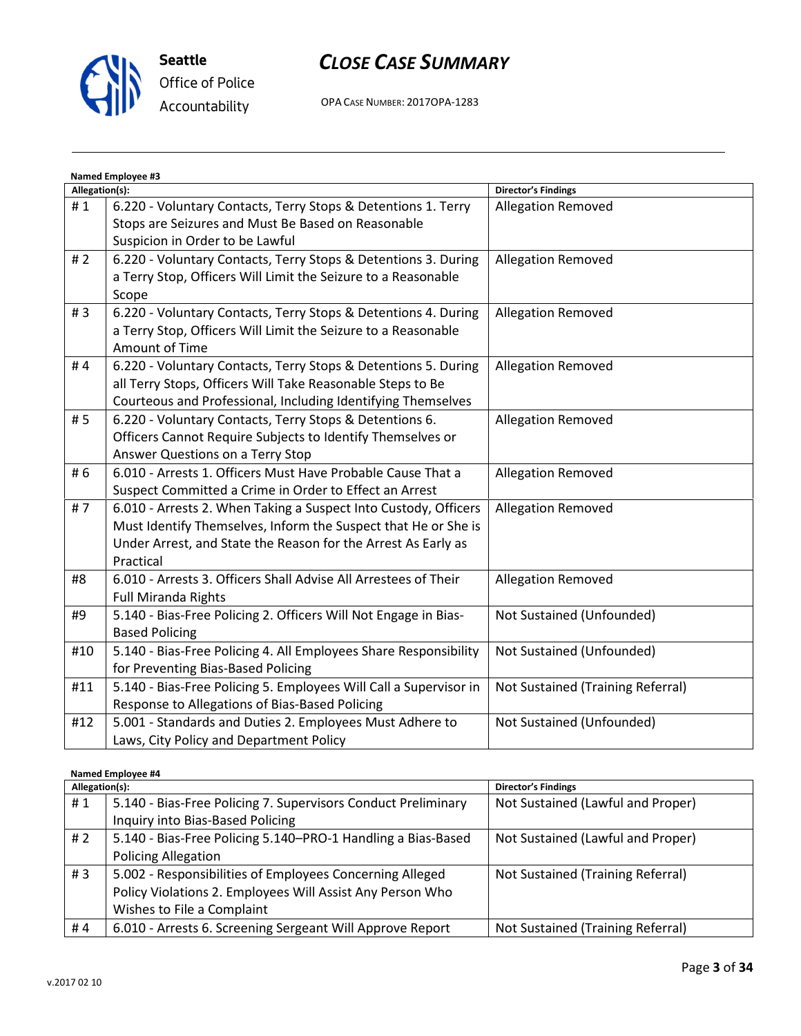**Named Employee #3**

| Allegation(s): | | Director's Findings |
|---|---|---|
| # 1 | 6.220 - Voluntary Contacts, Terry Stops & Detentions 1. Terry Stops are Seizures and Must Be Based on Reasonable Suspicion in Order to be Lawful | Allegation Removed |
| # 2 | 6.220 - Voluntary Contacts, Terry Stops & Detentions 3. During a Terry Stop, Officers Will Limit the Seizure to a Reasonable Scope | Allegation Removed |
| # 3 | 6.220 - Voluntary Contacts, Terry Stops & Detentions 4. During a Terry Stop, Officers Will Limit the Seizure to a Reasonable Amount of Time | Allegation Removed |
| # 4 | 6.220 - Voluntary Contacts, Terry Stops & Detentions 5. During all Terry Stops, Officers Will Take Reasonable Steps to Be Courteous and Professional, Including Identifying Themselves | Allegation Removed |
| # 5 | 6.220 - Voluntary Contacts, Terry Stops & Detentions 6. Officers Cannot Require Subjects to Identify Themselves or Answer Questions on a Terry Stop | Allegation Removed |
| # 6 | 6.010 - Arrests 1. Officers Must Have Probable Cause That a Suspect Committed a Crime in Order to Effect an Arrest | Allegation Removed |
| # 7 | 6.010 - Arrests 2. When Taking a Suspect Into Custody, Officers Must Identify Themselves, Inform the Suspect that He or She is Under Arrest, and State the Reason for the Arrest As Early as Practical | Allegation Removed |
| #8 | 6.010 - Arrests 3. Officers Shall Advise All Arrestees of Their Full Miranda Rights | Allegation Removed |
| #9 | 5.140 - Bias-Free Policing 2. Officers Will Not Engage in Bias-Based Policing | Not Sustained (Unfounded) |
| #10 | 5.140 - Bias-Free Policing 4. All Employees Share Responsibility for Preventing Bias-Based Policing | Not Sustained (Unfounded) |
| #11 | 5.140 - Bias-Free Policing 5. Employees Will Call a Supervisor in Response to Allegations of Bias-Based Policing | Not Sustained (Training Referral) |
| #12 | 5.001 - Standards and Duties 2. Employees Must Adhere to Laws, City Policy and Department Policy | Not Sustained (Unfounded) |

**Named Employee #4**

| Allegation(s): | | Director's Findings |
|---|---|---|
| # 1 | 5.140 - Bias-Free Policing 7. Supervisors Conduct Preliminary Inquiry into Bias-Based Policing | Not Sustained (Lawful and Proper) |
| # 2 | 5.140 - Bias-Free Policing 5.140–PRO-1 Handling a Bias-Based Policing Allegation | Not Sustained (Lawful and Proper) |
| # 3 | 5.002 - Responsibilities of Employees Concerning Alleged Policy Violations 2. Employees Will Assist Any Person Who Wishes to File a Complaint | Not Sustained (Training Referral) |
| # 4 | 6.010 - Arrests 6. Screening Sergeant Will Approve Report | Not Sustained (Training Referral) |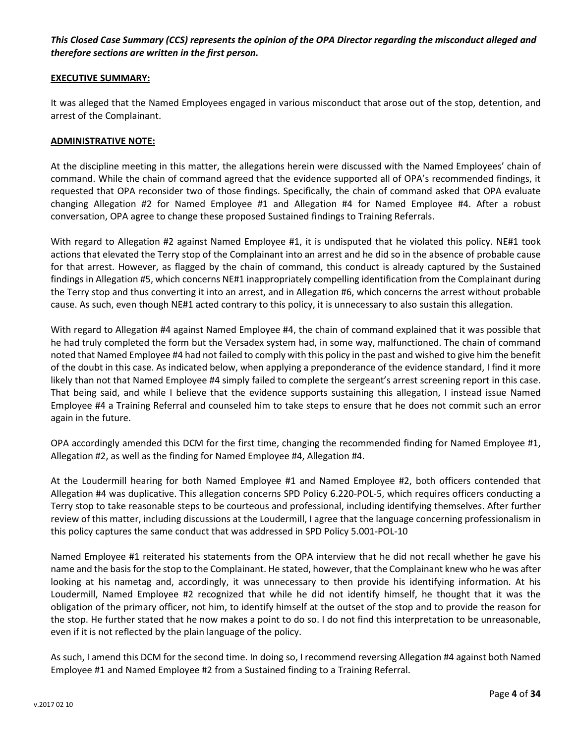***This Closed Case Summary (CCS) represents the opinion of the OPA Director regarding the misconduct alleged and therefore sections are written in the first person.***

**EXECUTIVE SUMMARY:**

It was alleged that the Named Employees engaged in various misconduct that arose out of the stop, detention, and arrest of the Complainant.

**ADMINISTRATIVE NOTE:**

At the discipline meeting in this matter, the allegations herein were discussed with the Named Employees' chain of command. While the chain of command agreed that the evidence supported all of OPA's recommended findings, it requested that OPA reconsider two of those findings. Specifically, the chain of command asked that OPA evaluate changing Allegation #2 for Named Employee #1 and Allegation #4 for Named Employee #4. After a robust conversation, OPA agree to change these proposed Sustained findings to Training Referrals.

With regard to Allegation #2 against Named Employee #1, it is undisputed that he violated this policy. NE#1 took actions that elevated the Terry stop of the Complainant into an arrest and he did so in the absence of probable cause for that arrest. However, as flagged by the chain of command, this conduct is already captured by the Sustained findings in Allegation #5, which concerns NE#1 inappropriately compelling identification from the Complainant during the Terry stop and thus converting it into an arrest, and in Allegation #6, which concerns the arrest without probable cause. As such, even though NE#1 acted contrary to this policy, it is unnecessary to also sustain this allegation.

With regard to Allegation #4 against Named Employee #4, the chain of command explained that it was possible that he had truly completed the form but the Versadex system had, in some way, malfunctioned. The chain of command noted that Named Employee #4 had not failed to comply with this policy in the past and wished to give him the benefit of the doubt in this case. As indicated below, when applying a preponderance of the evidence standard, I find it more likely than not that Named Employee #4 simply failed to complete the sergeant's arrest screening report in this case. That being said, and while I believe that the evidence supports sustaining this allegation, I instead issue Named Employee #4 a Training Referral and counseled him to take steps to ensure that he does not commit such an error again in the future.

OPA accordingly amended this DCM for the first time, changing the recommended finding for Named Employee #1, Allegation #2, as well as the finding for Named Employee #4, Allegation #4.

At the Loudermill hearing for both Named Employee #1 and Named Employee #2, both officers contended that Allegation #4 was duplicative. This allegation concerns SPD Policy 6.220-POL-5, which requires officers conducting a Terry stop to take reasonable steps to be courteous and professional, including identifying themselves. After further review of this matter, including discussions at the Loudermill, I agree that the language concerning professionalism in this policy captures the same conduct that was addressed in SPD Policy 5.001-POL-10

Named Employee #1 reiterated his statements from the OPA interview that he did not recall whether he gave his name and the basis for the stop to the Complainant. He stated, however, that the Complainant knew who he was after looking at his nametag and, accordingly, it was unnecessary to then provide his identifying information. At his Loudermill, Named Employee #2 recognized that while he did not identify himself, he thought that it was the obligation of the primary officer, not him, to identify himself at the outset of the stop and to provide the reason for the stop. He further stated that he now makes a point to do so. I do not find this interpretation to be unreasonable, even if it is not reflected by the plain language of the policy.

As such, I amend this DCM for the second time. In doing so, I recommend reversing Allegation #4 against both Named Employee #1 and Named Employee #2 from a Sustained finding to a Training Referral.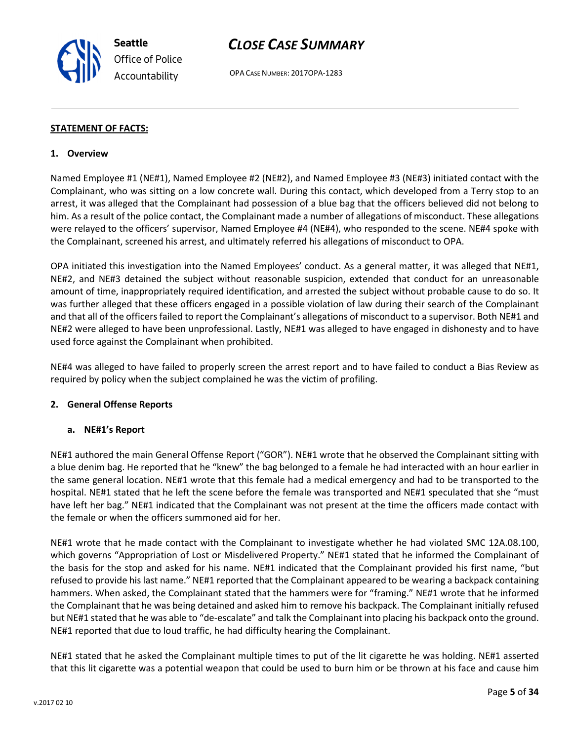**STATEMENT OF FACTS:**

**1. Overview**

Named Employee #1 (NE#1), Named Employee #2 (NE#2), and Named Employee #3 (NE#3) initiated contact with the Complainant, who was sitting on a low concrete wall. During this contact, which developed from a Terry stop to an arrest, it was alleged that the Complainant had possession of a blue bag that the officers believed did not belong to him. As a result of the police contact, the Complainant made a number of allegations of misconduct. These allegations were relayed to the officers' supervisor, Named Employee #4 (NE#4), who responded to the scene. NE#4 spoke with the Complainant, screened his arrest, and ultimately referred his allegations of misconduct to OPA.

OPA initiated this investigation into the Named Employees' conduct. As a general matter, it was alleged that NE#1, NE#2, and NE#3 detained the subject without reasonable suspicion, extended that conduct for an unreasonable amount of time, inappropriately required identification, and arrested the subject without probable cause to do so. It was further alleged that these officers engaged in a possible violation of law during their search of the Complainant and that all of the officers failed to report the Complainant's allegations of misconduct to a supervisor. Both NE#1 and NE#2 were alleged to have been unprofessional. Lastly, NE#1 was alleged to have engaged in dishonesty and to have used force against the Complainant when prohibited.

NE#4 was alleged to have failed to properly screen the arrest report and to have failed to conduct a Bias Review as required by policy when the subject complained he was the victim of profiling.

**2. General Offense Reports**

**a. NE#1's Report**

NE#1 authored the main General Offense Report ("GOR"). NE#1 wrote that he observed the Complainant sitting with a blue denim bag. He reported that he "knew" the bag belonged to a female he had interacted with an hour earlier in the same general location. NE#1 wrote that this female had a medical emergency and had to be transported to the hospital. NE#1 stated that he left the scene before the female was transported and NE#1 speculated that she "must have left her bag." NE#1 indicated that the Complainant was not present at the time the officers made contact with the female or when the officers summoned aid for her.

NE#1 wrote that he made contact with the Complainant to investigate whether he had violated SMC 12A.08.100, which governs "Appropriation of Lost or Misdelivered Property." NE#1 stated that he informed the Complainant of the basis for the stop and asked for his name. NE#1 indicated that the Complainant provided his first name, "but refused to provide his last name." NE#1 reported that the Complainant appeared to be wearing a backpack containing hammers. When asked, the Complainant stated that the hammers were for "framing." NE#1 wrote that he informed the Complainant that he was being detained and asked him to remove his backpack. The Complainant initially refused but NE#1 stated that he was able to "de-escalate" and talk the Complainant into placing his backpack onto the ground. NE#1 reported that due to loud traffic, he had difficulty hearing the Complainant.

NE#1 stated that he asked the Complainant multiple times to put of the lit cigarette he was holding. NE#1 asserted that this lit cigarette was a potential weapon that could be used to burn him or be thrown at his face and cause him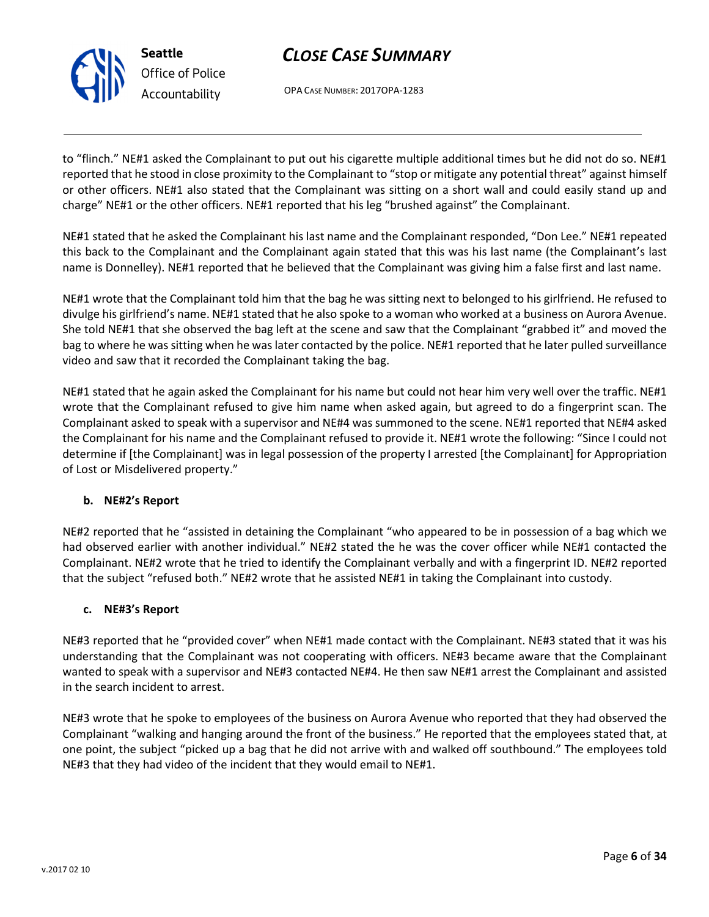to "flinch." NE#1 asked the Complainant to put out his cigarette multiple additional times but he did not do so. NE#1 reported that he stood in close proximity to the Complainant to "stop or mitigate any potential threat" against himself or other officers. NE#1 also stated that the Complainant was sitting on a short wall and could easily stand up and charge" NE#1 or the other officers. NE#1 reported that his leg "brushed against" the Complainant.

NE#1 stated that he asked the Complainant his last name and the Complainant responded, "Don Lee." NE#1 repeated this back to the Complainant and the Complainant again stated that this was his last name (the Complainant's last name is Donnelley). NE#1 reported that he believed that the Complainant was giving him a false first and last name.

NE#1 wrote that the Complainant told him that the bag he was sitting next to belonged to his girlfriend. He refused to divulge his girlfriend's name. NE#1 stated that he also spoke to a woman who worked at a business on Aurora Avenue. She told NE#1 that she observed the bag left at the scene and saw that the Complainant "grabbed it" and moved the bag to where he was sitting when he was later contacted by the police. NE#1 reported that he later pulled surveillance video and saw that it recorded the Complainant taking the bag.

NE#1 stated that he again asked the Complainant for his name but could not hear him very well over the traffic. NE#1 wrote that the Complainant refused to give him name when asked again, but agreed to do a fingerprint scan. The Complainant asked to speak with a supervisor and NE#4 was summoned to the scene. NE#1 reported that NE#4 asked the Complainant for his name and the Complainant refused to provide it. NE#1 wrote the following: "Since I could not determine if [the Complainant] was in legal possession of the property I arrested [the Complainant] for Appropriation of Lost or Misdelivered property."

**b. NE#2's Report**

NE#2 reported that he "assisted in detaining the Complainant "who appeared to be in possession of a bag which we had observed earlier with another individual." NE#2 stated the he was the cover officer while NE#1 contacted the Complainant. NE#2 wrote that he tried to identify the Complainant verbally and with a fingerprint ID. NE#2 reported that the subject "refused both." NE#2 wrote that he assisted NE#1 in taking the Complainant into custody.

**c. NE#3's Report**

NE#3 reported that he "provided cover" when NE#1 made contact with the Complainant. NE#3 stated that it was his understanding that the Complainant was not cooperating with officers. NE#3 became aware that the Complainant wanted to speak with a supervisor and NE#3 contacted NE#4. He then saw NE#1 arrest the Complainant and assisted in the search incident to arrest.

NE#3 wrote that he spoke to employees of the business on Aurora Avenue who reported that they had observed the Complainant "walking and hanging around the front of the business." He reported that the employees stated that, at one point, the subject "picked up a bag that he did not arrive with and walked off southbound." The employees told NE#3 that they had video of the incident that they would email to NE#1.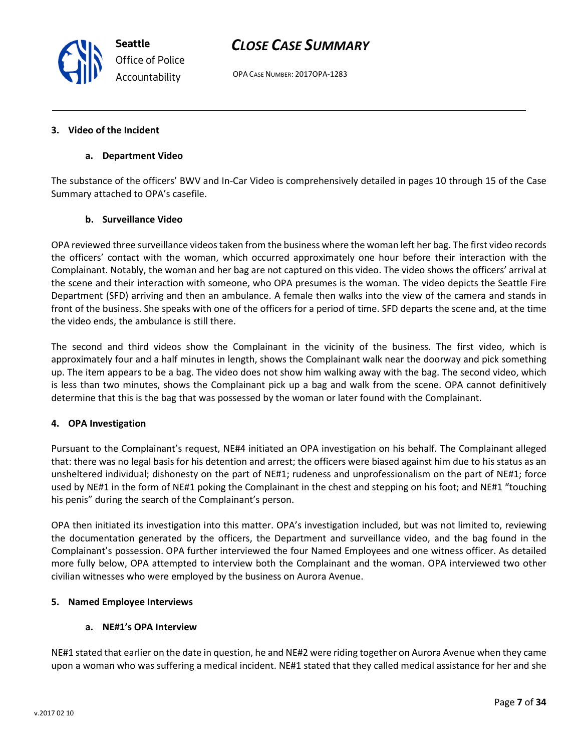### 3. Video of the Incident

#### a. Department Video

The substance of the officers' BWV and In-Car Video is comprehensively detailed in pages 10 through 15 of the Case Summary attached to OPA's casefile.

#### b. Surveillance Video

OPA reviewed three surveillance videos taken from the business where the woman left her bag. The first video records the officers' contact with the woman, which occurred approximately one hour before their interaction with the Complainant. Notably, the woman and her bag are not captured on this video. The video shows the officers' arrival at the scene and their interaction with someone, who OPA presumes is the woman. The video depicts the Seattle Fire Department (SFD) arriving and then an ambulance. A female then walks into the view of the camera and stands in front of the business. She speaks with one of the officers for a period of time. SFD departs the scene and, at the time the video ends, the ambulance is still there.

The second and third videos show the Complainant in the vicinity of the business. The first video, which is approximately four and a half minutes in length, shows the Complainant walk near the doorway and pick something up. The item appears to be a bag. The video does not show him walking away with the bag. The second video, which is less than two minutes, shows the Complainant pick up a bag and walk from the scene. OPA cannot definitively determine that this is the bag that was possessed by the woman or later found with the Complainant.

### 4. OPA Investigation

Pursuant to the Complainant's request, NE#4 initiated an OPA investigation on his behalf. The Complainant alleged that: there was no legal basis for his detention and arrest; the officers were biased against him due to his status as an unsheltered individual; dishonesty on the part of NE#1; rudeness and unprofessionalism on the part of NE#1; force used by NE#1 in the form of NE#1 poking the Complainant in the chest and stepping on his foot; and NE#1 "touching his penis" during the search of the Complainant's person.

OPA then initiated its investigation into this matter. OPA's investigation included, but was not limited to, reviewing the documentation generated by the officers, the Department and surveillance video, and the bag found in the Complainant's possession. OPA further interviewed the four Named Employees and one witness officer. As detailed more fully below, OPA attempted to interview both the Complainant and the woman. OPA interviewed two other civilian witnesses who were employed by the business on Aurora Avenue.

### 5. Named Employee Interviews

#### a. NE#1's OPA Interview

NE#1 stated that earlier on the date in question, he and NE#2 were riding together on Aurora Avenue when they came upon a woman who was suffering a medical incident. NE#1 stated that they called medical assistance for her and she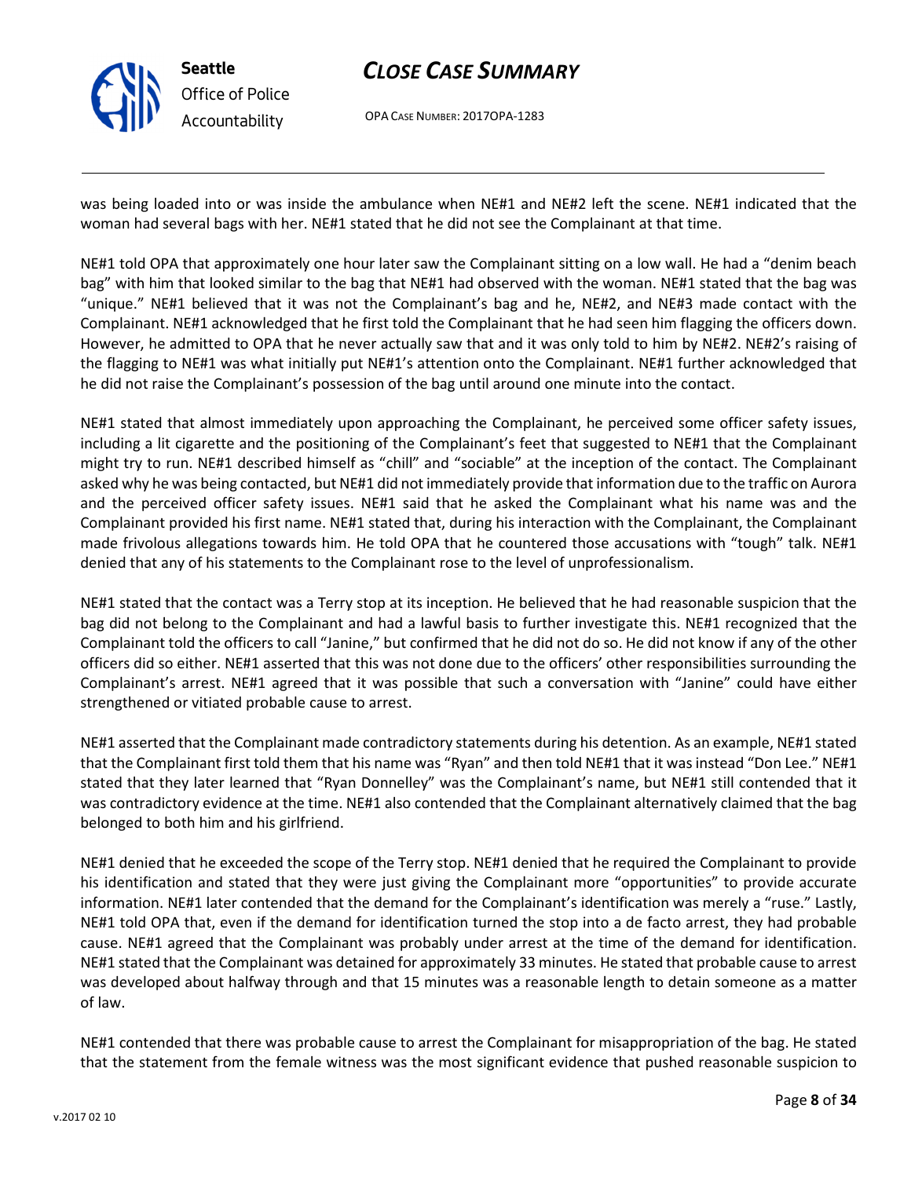was being loaded into or was inside the ambulance when NE#1 and NE#2 left the scene. NE#1 indicated that the woman had several bags with her. NE#1 stated that he did not see the Complainant at that time.

NE#1 told OPA that approximately one hour later saw the Complainant sitting on a low wall. He had a "denim beach bag" with him that looked similar to the bag that NE#1 had observed with the woman. NE#1 stated that the bag was "unique." NE#1 believed that it was not the Complainant's bag and he, NE#2, and NE#3 made contact with the Complainant. NE#1 acknowledged that he first told the Complainant that he had seen him flagging the officers down. However, he admitted to OPA that he never actually saw that and it was only told to him by NE#2. NE#2's raising of the flagging to NE#1 was what initially put NE#1's attention onto the Complainant. NE#1 further acknowledged that he did not raise the Complainant's possession of the bag until around one minute into the contact.

NE#1 stated that almost immediately upon approaching the Complainant, he perceived some officer safety issues, including a lit cigarette and the positioning of the Complainant's feet that suggested to NE#1 that the Complainant might try to run. NE#1 described himself as "chill" and "sociable" at the inception of the contact. The Complainant asked why he was being contacted, but NE#1 did not immediately provide that information due to the traffic on Aurora and the perceived officer safety issues. NE#1 said that he asked the Complainant what his name was and the Complainant provided his first name. NE#1 stated that, during his interaction with the Complainant, the Complainant made frivolous allegations towards him. He told OPA that he countered those accusations with "tough" talk. NE#1 denied that any of his statements to the Complainant rose to the level of unprofessionalism.

NE#1 stated that the contact was a Terry stop at its inception. He believed that he had reasonable suspicion that the bag did not belong to the Complainant and had a lawful basis to further investigate this. NE#1 recognized that the Complainant told the officers to call "Janine," but confirmed that he did not do so. He did not know if any of the other officers did so either. NE#1 asserted that this was not done due to the officers' other responsibilities surrounding the Complainant's arrest. NE#1 agreed that it was possible that such a conversation with "Janine" could have either strengthened or vitiated probable cause to arrest.

NE#1 asserted that the Complainant made contradictory statements during his detention. As an example, NE#1 stated that the Complainant first told them that his name was "Ryan" and then told NE#1 that it was instead "Don Lee." NE#1 stated that they later learned that "Ryan Donnelley" was the Complainant's name, but NE#1 still contended that it was contradictory evidence at the time. NE#1 also contended that the Complainant alternatively claimed that the bag belonged to both him and his girlfriend.

NE#1 denied that he exceeded the scope of the Terry stop. NE#1 denied that he required the Complainant to provide his identification and stated that they were just giving the Complainant more "opportunities" to provide accurate information. NE#1 later contended that the demand for the Complainant's identification was merely a "ruse." Lastly, NE#1 told OPA that, even if the demand for identification turned the stop into a de facto arrest, they had probable cause. NE#1 agreed that the Complainant was probably under arrest at the time of the demand for identification. NE#1 stated that the Complainant was detained for approximately 33 minutes. He stated that probable cause to arrest was developed about halfway through and that 15 minutes was a reasonable length to detain someone as a matter of law.

NE#1 contended that there was probable cause to arrest the Complainant for misappropriation of the bag. He stated that the statement from the female witness was the most significant evidence that pushed reasonable suspicion to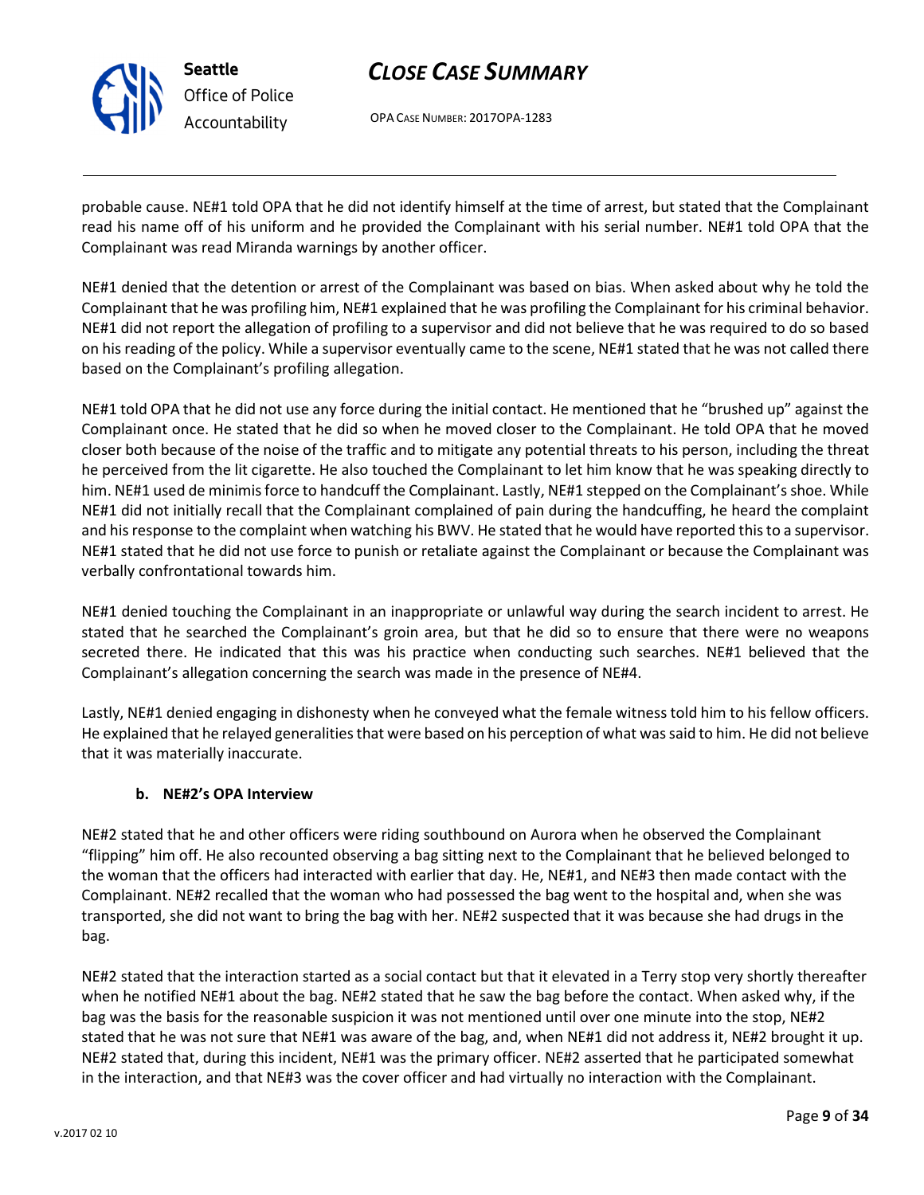probable cause. NE#1 told OPA that he did not identify himself at the time of arrest, but stated that the Complainant read his name off of his uniform and he provided the Complainant with his serial number. NE#1 told OPA that the Complainant was read Miranda warnings by another officer.

NE#1 denied that the detention or arrest of the Complainant was based on bias. When asked about why he told the Complainant that he was profiling him, NE#1 explained that he was profiling the Complainant for his criminal behavior. NE#1 did not report the allegation of profiling to a supervisor and did not believe that he was required to do so based on his reading of the policy. While a supervisor eventually came to the scene, NE#1 stated that he was not called there based on the Complainant's profiling allegation.

NE#1 told OPA that he did not use any force during the initial contact. He mentioned that he "brushed up" against the Complainant once. He stated that he did so when he moved closer to the Complainant. He told OPA that he moved closer both because of the noise of the traffic and to mitigate any potential threats to his person, including the threat he perceived from the lit cigarette. He also touched the Complainant to let him know that he was speaking directly to him. NE#1 used de minimis force to handcuff the Complainant. Lastly, NE#1 stepped on the Complainant's shoe. While NE#1 did not initially recall that the Complainant complained of pain during the handcuffing, he heard the complaint and his response to the complaint when watching his BWV. He stated that he would have reported this to a supervisor. NE#1 stated that he did not use force to punish or retaliate against the Complainant or because the Complainant was verbally confrontational towards him.

NE#1 denied touching the Complainant in an inappropriate or unlawful way during the search incident to arrest. He stated that he searched the Complainant's groin area, but that he did so to ensure that there were no weapons secreted there. He indicated that this was his practice when conducting such searches. NE#1 believed that the Complainant's allegation concerning the search was made in the presence of NE#4.

Lastly, NE#1 denied engaging in dishonesty when he conveyed what the female witness told him to his fellow officers. He explained that he relayed generalities that were based on his perception of what was said to him. He did not believe that it was materially inaccurate.

#### b. NE#2's OPA Interview

NE#2 stated that he and other officers were riding southbound on Aurora when he observed the Complainant "flipping" him off. He also recounted observing a bag sitting next to the Complainant that he believed belonged to the woman that the officers had interacted with earlier that day. He, NE#1, and NE#3 then made contact with the Complainant. NE#2 recalled that the woman who had possessed the bag went to the hospital and, when she was transported, she did not want to bring the bag with her. NE#2 suspected that it was because she had drugs in the bag.

NE#2 stated that the interaction started as a social contact but that it elevated in a Terry stop very shortly thereafter when he notified NE#1 about the bag. NE#2 stated that he saw the bag before the contact. When asked why, if the bag was the basis for the reasonable suspicion it was not mentioned until over one minute into the stop, NE#2 stated that he was not sure that NE#1 was aware of the bag, and, when NE#1 did not address it, NE#2 brought it up. NE#2 stated that, during this incident, NE#1 was the primary officer. NE#2 asserted that he participated somewhat in the interaction, and that NE#3 was the cover officer and had virtually no interaction with the Complainant.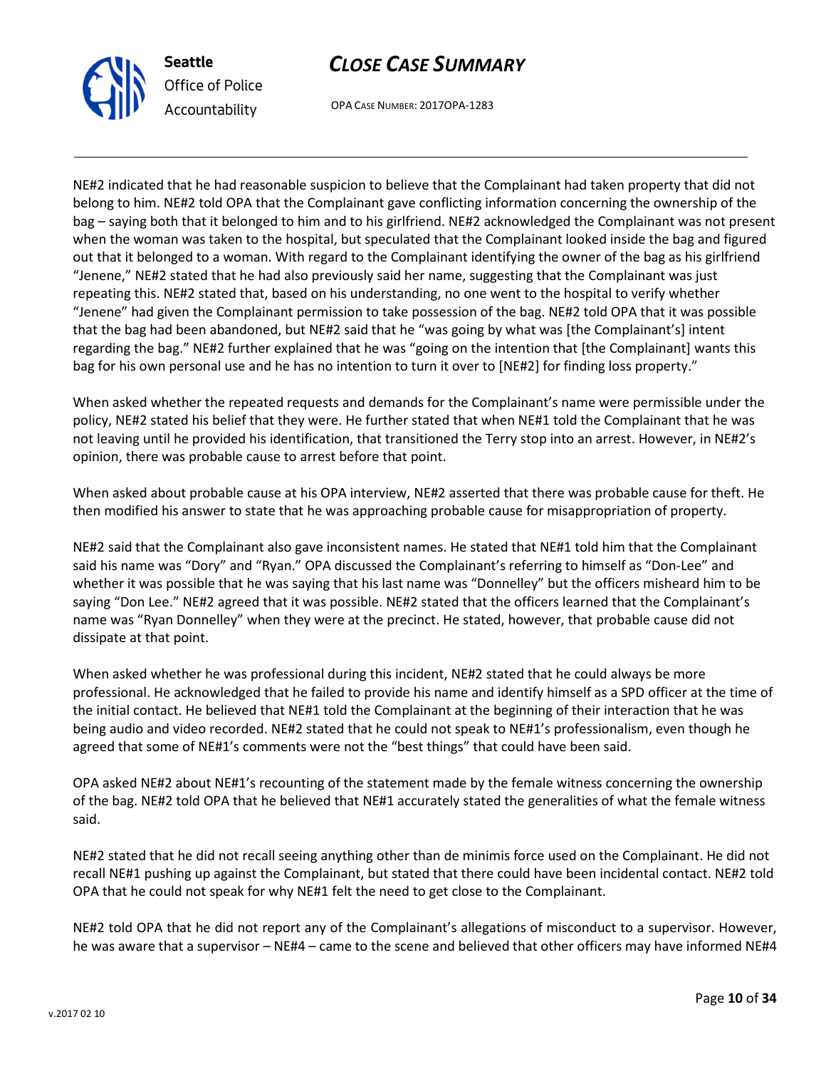NE#2 indicated that he had reasonable suspicion to believe that the Complainant had taken property that did not belong to him. NE#2 told OPA that the Complainant gave conflicting information concerning the ownership of the bag – saying both that it belonged to him and to his girlfriend. NE#2 acknowledged the Complainant was not present when the woman was taken to the hospital, but speculated that the Complainant looked inside the bag and figured out that it belonged to a woman. With regard to the Complainant identifying the owner of the bag as his girlfriend "Jenene," NE#2 stated that he had also previously said her name, suggesting that the Complainant was just repeating this. NE#2 stated that, based on his understanding, no one went to the hospital to verify whether "Jenene" had given the Complainant permission to take possession of the bag. NE#2 told OPA that it was possible that the bag had been abandoned, but NE#2 said that he "was going by what was [the Complainant's] intent regarding the bag." NE#2 further explained that he was "going on the intention that [the Complainant] wants this bag for his own personal use and he has no intention to turn it over to [NE#2] for finding loss property."

When asked whether the repeated requests and demands for the Complainant's name were permissible under the policy, NE#2 stated his belief that they were. He further stated that when NE#1 told the Complainant that he was not leaving until he provided his identification, that transitioned the Terry stop into an arrest. However, in NE#2's opinion, there was probable cause to arrest before that point.

When asked about probable cause at his OPA interview, NE#2 asserted that there was probable cause for theft. He then modified his answer to state that he was approaching probable cause for misappropriation of property.

NE#2 said that the Complainant also gave inconsistent names. He stated that NE#1 told him that the Complainant said his name was "Dory" and "Ryan." OPA discussed the Complainant's referring to himself as "Don-Lee" and whether it was possible that he was saying that his last name was "Donnelley" but the officers misheard him to be saying "Don Lee." NE#2 agreed that it was possible. NE#2 stated that the officers learned that the Complainant's name was "Ryan Donnelley" when they were at the precinct. He stated, however, that probable cause did not dissipate at that point.

When asked whether he was professional during this incident, NE#2 stated that he could always be more professional. He acknowledged that he failed to provide his name and identify himself as a SPD officer at the time of the initial contact. He believed that NE#1 told the Complainant at the beginning of their interaction that he was being audio and video recorded. NE#2 stated that he could not speak to NE#1's professionalism, even though he agreed that some of NE#1's comments were not the "best things" that could have been said.

OPA asked NE#2 about NE#1's recounting of the statement made by the female witness concerning the ownership of the bag. NE#2 told OPA that he believed that NE#1 accurately stated the generalities of what the female witness said.

NE#2 stated that he did not recall seeing anything other than de minimis force used on the Complainant. He did not recall NE#1 pushing up against the Complainant, but stated that there could have been incidental contact. NE#2 told OPA that he could not speak for why NE#1 felt the need to get close to the Complainant.

NE#2 told OPA that he did not report any of the Complainant's allegations of misconduct to a supervisor. However, he was aware that a supervisor – NE#4 – came to the scene and believed that other officers may have informed NE#4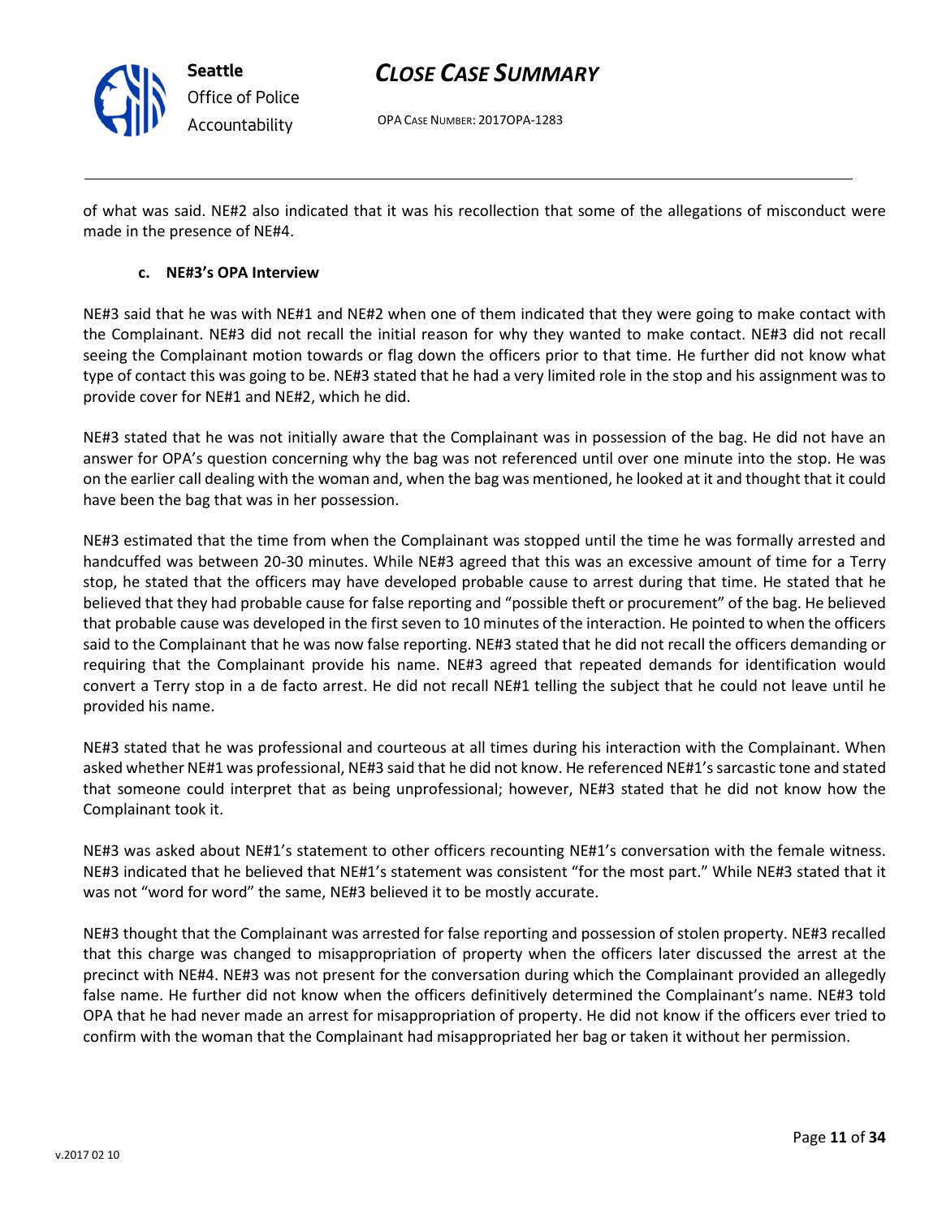of what was said. NE#2 also indicated that it was his recollection that some of the allegations of misconduct were made in the presence of NE#4.

#### c. NE#3's OPA Interview

NE#3 said that he was with NE#1 and NE#2 when one of them indicated that they were going to make contact with the Complainant. NE#3 did not recall the initial reason for why they wanted to make contact. NE#3 did not recall seeing the Complainant motion towards or flag down the officers prior to that time. He further did not know what type of contact this was going to be. NE#3 stated that he had a very limited role in the stop and his assignment was to provide cover for NE#1 and NE#2, which he did.

NE#3 stated that he was not initially aware that the Complainant was in possession of the bag. He did not have an answer for OPA's question concerning why the bag was not referenced until over one minute into the stop. He was on the earlier call dealing with the woman and, when the bag was mentioned, he looked at it and thought that it could have been the bag that was in her possession.

NE#3 estimated that the time from when the Complainant was stopped until the time he was formally arrested and handcuffed was between 20-30 minutes. While NE#3 agreed that this was an excessive amount of time for a Terry stop, he stated that the officers may have developed probable cause to arrest during that time. He stated that he believed that they had probable cause for false reporting and "possible theft or procurement" of the bag. He believed that probable cause was developed in the first seven to 10 minutes of the interaction. He pointed to when the officers said to the Complainant that he was now false reporting. NE#3 stated that he did not recall the officers demanding or requiring that the Complainant provide his name. NE#3 agreed that repeated demands for identification would convert a Terry stop in a de facto arrest. He did not recall NE#1 telling the subject that he could not leave until he provided his name.

NE#3 stated that he was professional and courteous at all times during his interaction with the Complainant. When asked whether NE#1 was professional, NE#3 said that he did not know. He referenced NE#1's sarcastic tone and stated that someone could interpret that as being unprofessional; however, NE#3 stated that he did not know how the Complainant took it.

NE#3 was asked about NE#1's statement to other officers recounting NE#1's conversation with the female witness. NE#3 indicated that he believed that NE#1's statement was consistent "for the most part." While NE#3 stated that it was not "word for word" the same, NE#3 believed it to be mostly accurate.

NE#3 thought that the Complainant was arrested for false reporting and possession of stolen property. NE#3 recalled that this charge was changed to misappropriation of property when the officers later discussed the arrest at the precinct with NE#4. NE#3 was not present for the conversation during which the Complainant provided an allegedly false name. He further did not know when the officers definitively determined the Complainant's name. NE#3 told OPA that he had never made an arrest for misappropriation of property. He did not know if the officers ever tried to confirm with the woman that the Complainant had misappropriated her bag or taken it without her permission.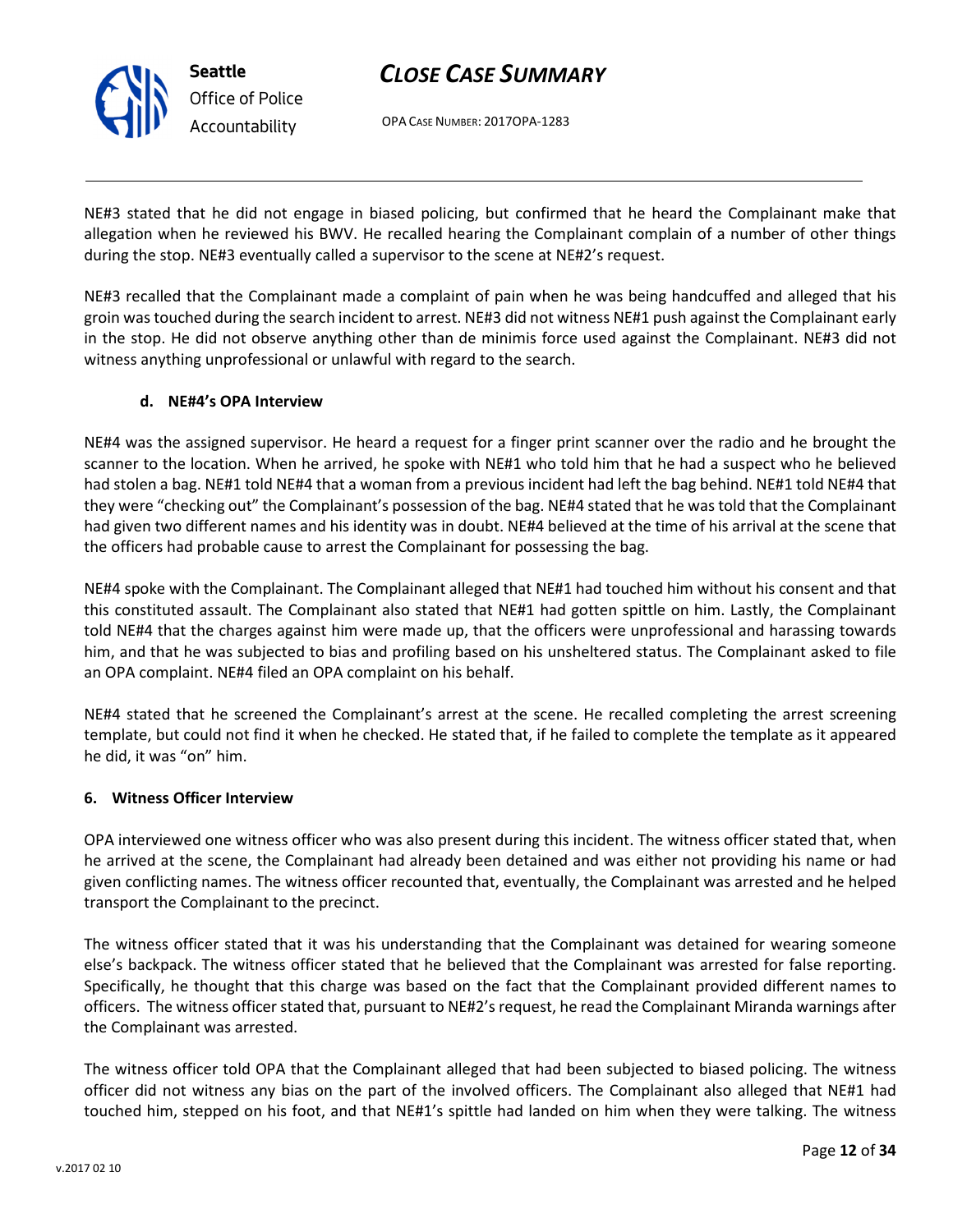NE#3 stated that he did not engage in biased policing, but confirmed that he heard the Complainant make that allegation when he reviewed his BWV. He recalled hearing the Complainant complain of a number of other things during the stop. NE#3 eventually called a supervisor to the scene at NE#2's request.

NE#3 recalled that the Complainant made a complaint of pain when he was being handcuffed and alleged that his groin was touched during the search incident to arrest. NE#3 did not witness NE#1 push against the Complainant early in the stop. He did not observe anything other than de minimis force used against the Complainant. NE#3 did not witness anything unprofessional or unlawful with regard to the search.

#### d. NE#4's OPA Interview

NE#4 was the assigned supervisor. He heard a request for a finger print scanner over the radio and he brought the scanner to the location. When he arrived, he spoke with NE#1 who told him that he had a suspect who he believed had stolen a bag. NE#1 told NE#4 that a woman from a previous incident had left the bag behind. NE#1 told NE#4 that they were "checking out" the Complainant's possession of the bag. NE#4 stated that he was told that the Complainant had given two different names and his identity was in doubt. NE#4 believed at the time of his arrival at the scene that the officers had probable cause to arrest the Complainant for possessing the bag.

NE#4 spoke with the Complainant. The Complainant alleged that NE#1 had touched him without his consent and that this constituted assault. The Complainant also stated that NE#1 had gotten spittle on him. Lastly, the Complainant told NE#4 that the charges against him were made up, that the officers were unprofessional and harassing towards him, and that he was subjected to bias and profiling based on his unsheltered status. The Complainant asked to file an OPA complaint. NE#4 filed an OPA complaint on his behalf.

NE#4 stated that he screened the Complainant's arrest at the scene. He recalled completing the arrest screening template, but could not find it when he checked. He stated that, if he failed to complete the template as it appeared he did, it was "on" him.

### 6. Witness Officer Interview

OPA interviewed one witness officer who was also present during this incident. The witness officer stated that, when he arrived at the scene, the Complainant had already been detained and was either not providing his name or had given conflicting names. The witness officer recounted that, eventually, the Complainant was arrested and he helped transport the Complainant to the precinct.

The witness officer stated that it was his understanding that the Complainant was detained for wearing someone else's backpack. The witness officer stated that he believed that the Complainant was arrested for false reporting. Specifically, he thought that this charge was based on the fact that the Complainant provided different names to officers. The witness officer stated that, pursuant to NE#2's request, he read the Complainant Miranda warnings after the Complainant was arrested.

The witness officer told OPA that the Complainant alleged that had been subjected to biased policing. The witness officer did not witness any bias on the part of the involved officers. The Complainant also alleged that NE#1 had touched him, stepped on his foot, and that NE#1's spittle had landed on him when they were talking. The witness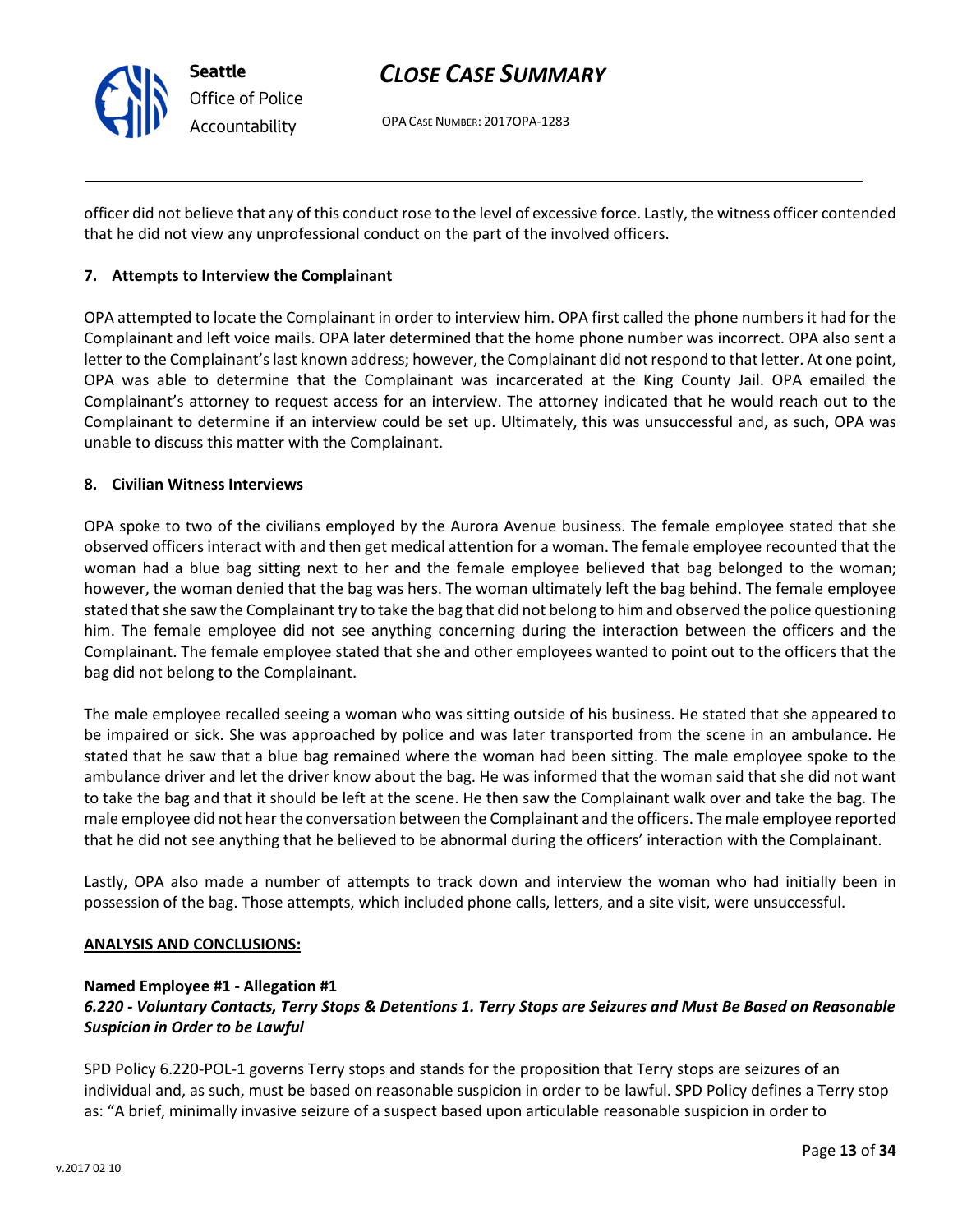officer did not believe that any of this conduct rose to the level of excessive force. Lastly, the witness officer contended that he did not view any unprofessional conduct on the part of the involved officers.

### 7. Attempts to Interview the Complainant

OPA attempted to locate the Complainant in order to interview him. OPA first called the phone numbers it had for the Complainant and left voice mails. OPA later determined that the home phone number was incorrect. OPA also sent a letter to the Complainant's last known address; however, the Complainant did not respond to that letter. At one point, OPA was able to determine that the Complainant was incarcerated at the King County Jail. OPA emailed the Complainant's attorney to request access for an interview. The attorney indicated that he would reach out to the Complainant to determine if an interview could be set up. Ultimately, this was unsuccessful and, as such, OPA was unable to discuss this matter with the Complainant.

### 8. Civilian Witness Interviews

OPA spoke to two of the civilians employed by the Aurora Avenue business. The female employee stated that she observed officers interact with and then get medical attention for a woman. The female employee recounted that the woman had a blue bag sitting next to her and the female employee believed that bag belonged to the woman; however, the woman denied that the bag was hers. The woman ultimately left the bag behind. The female employee stated that she saw the Complainant try to take the bag that did not belong to him and observed the police questioning him. The female employee did not see anything concerning during the interaction between the officers and the Complainant. The female employee stated that she and other employees wanted to point out to the officers that the bag did not belong to the Complainant.

The male employee recalled seeing a woman who was sitting outside of his business. He stated that she appeared to be impaired or sick. She was approached by police and was later transported from the scene in an ambulance. He stated that he saw that a blue bag remained where the woman had been sitting. The male employee spoke to the ambulance driver and let the driver know about the bag. He was informed that the woman said that she did not want to take the bag and that it should be left at the scene. He then saw the Complainant walk over and take the bag. The male employee did not hear the conversation between the Complainant and the officers. The male employee reported that he did not see anything that he believed to be abnormal during the officers' interaction with the Complainant.

Lastly, OPA also made a number of attempts to track down and interview the woman who had initially been in possession of the bag. Those attempts, which included phone calls, letters, and a site visit, were unsuccessful.

## ANALYSIS AND CONCLUSIONS:

**Named Employee #1 - Allegation #1**
***6.220 - Voluntary Contacts, Terry Stops & Detentions 1. Terry Stops are Seizures and Must Be Based on Reasonable Suspicion in Order to be Lawful***

SPD Policy 6.220-POL-1 governs Terry stops and stands for the proposition that Terry stops are seizures of an individual and, as such, must be based on reasonable suspicion in order to be lawful. SPD Policy defines a Terry stop as: "A brief, minimally invasive seizure of a suspect based upon articulable reasonable suspicion in order to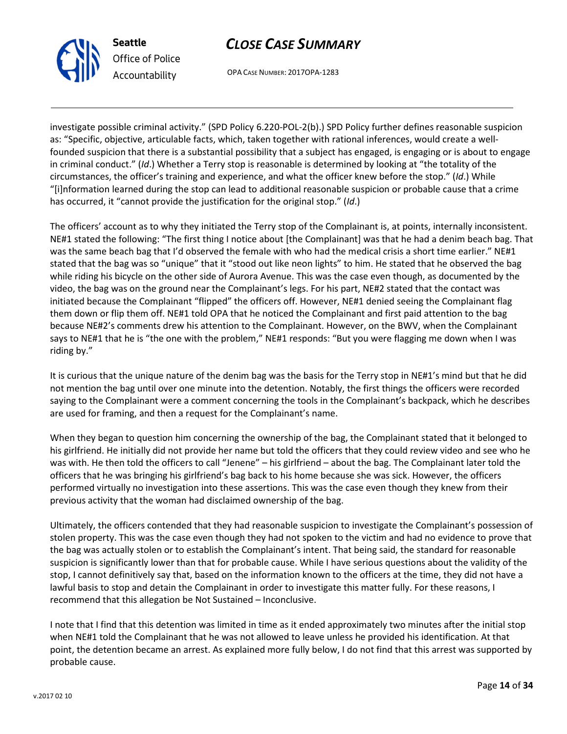investigate possible criminal activity." (SPD Policy 6.220-POL-2(b).) SPD Policy further defines reasonable suspicion as: "Specific, objective, articulable facts, which, taken together with rational inferences, would create a well-founded suspicion that there is a substantial possibility that a subject has engaged, is engaging or is about to engage in criminal conduct." (*Id*.) Whether a Terry stop is reasonable is determined by looking at "the totality of the circumstances, the officer's training and experience, and what the officer knew before the stop." (*Id*.) While "[i]nformation learned during the stop can lead to additional reasonable suspicion or probable cause that a crime has occurred, it "cannot provide the justification for the original stop." (*Id*.)

The officers' account as to why they initiated the Terry stop of the Complainant is, at points, internally inconsistent. NE#1 stated the following: "The first thing I notice about [the Complainant] was that he had a denim beach bag. That was the same beach bag that I'd observed the female with who had the medical crisis a short time earlier." NE#1 stated that the bag was so "unique" that it "stood out like neon lights" to him. He stated that he observed the bag while riding his bicycle on the other side of Aurora Avenue. This was the case even though, as documented by the video, the bag was on the ground near the Complainant's legs. For his part, NE#2 stated that the contact was initiated because the Complainant "flipped" the officers off. However, NE#1 denied seeing the Complainant flag them down or flip them off. NE#1 told OPA that he noticed the Complainant and first paid attention to the bag because NE#2's comments drew his attention to the Complainant. However, on the BWV, when the Complainant says to NE#1 that he is "the one with the problem," NE#1 responds: "But you were flagging me down when I was riding by."

It is curious that the unique nature of the denim bag was the basis for the Terry stop in NE#1's mind but that he did not mention the bag until over one minute into the detention. Notably, the first things the officers were recorded saying to the Complainant were a comment concerning the tools in the Complainant's backpack, which he describes are used for framing, and then a request for the Complainant's name.

When they began to question him concerning the ownership of the bag, the Complainant stated that it belonged to his girlfriend. He initially did not provide her name but told the officers that they could review video and see who he was with. He then told the officers to call "Jenene" – his girlfriend – about the bag. The Complainant later told the officers that he was bringing his girlfriend's bag back to his home because she was sick. However, the officers performed virtually no investigation into these assertions. This was the case even though they knew from their previous activity that the woman had disclaimed ownership of the bag.

Ultimately, the officers contended that they had reasonable suspicion to investigate the Complainant's possession of stolen property. This was the case even though they had not spoken to the victim and had no evidence to prove that the bag was actually stolen or to establish the Complainant's intent. That being said, the standard for reasonable suspicion is significantly lower than that for probable cause. While I have serious questions about the validity of the stop, I cannot definitively say that, based on the information known to the officers at the time, they did not have a lawful basis to stop and detain the Complainant in order to investigate this matter fully. For these reasons, I recommend that this allegation be Not Sustained – Inconclusive.

I note that I find that this detention was limited in time as it ended approximately two minutes after the initial stop when NE#1 told the Complainant that he was not allowed to leave unless he provided his identification. At that point, the detention became an arrest. As explained more fully below, I do not find that this arrest was supported by probable cause.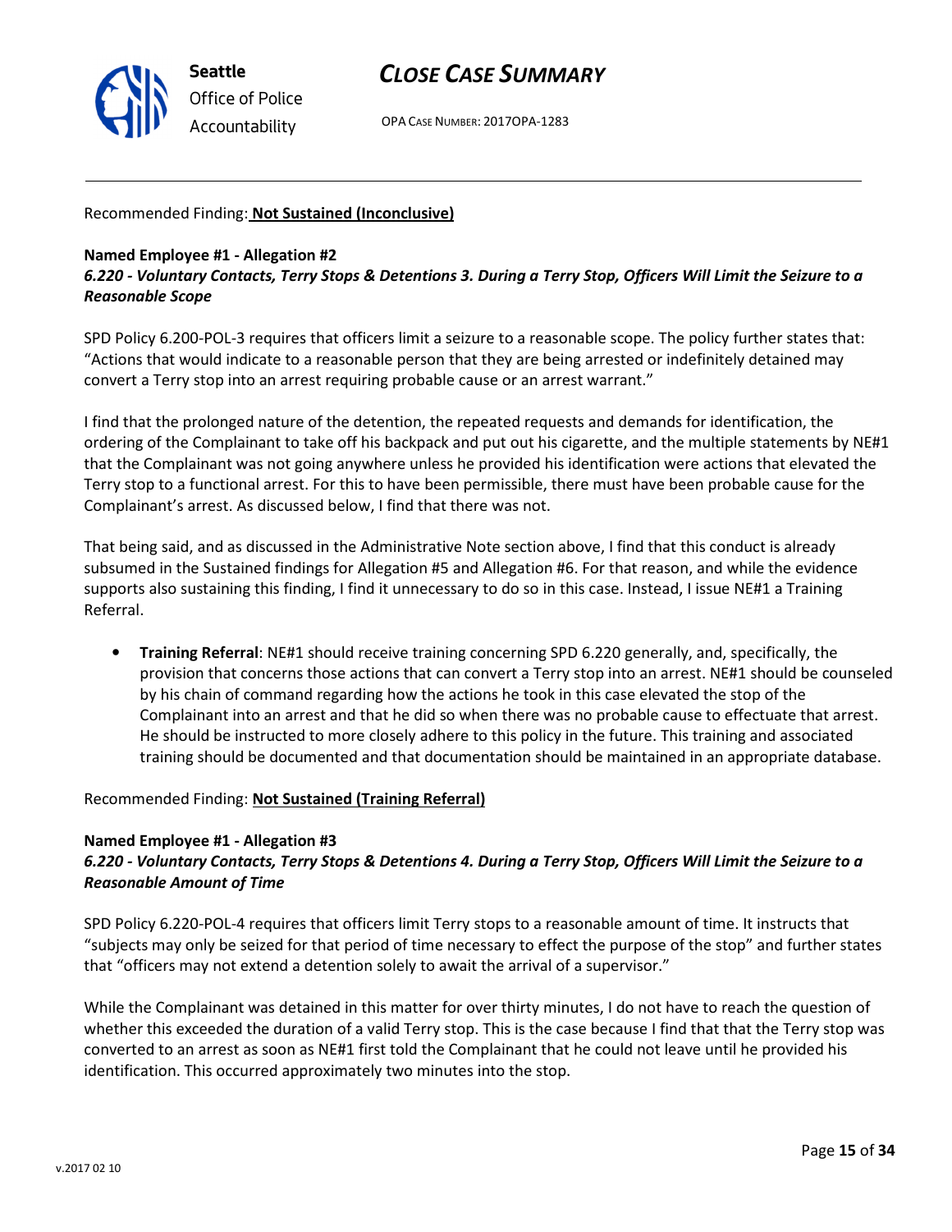Recommended Finding: **Not Sustained (Inconclusive)**

**Named Employee #1 - Allegation #2**
***6.220 - Voluntary Contacts, Terry Stops & Detentions 3. During a Terry Stop, Officers Will Limit the Seizure to a Reasonable Scope***

SPD Policy 6.200-POL-3 requires that officers limit a seizure to a reasonable scope. The policy further states that: "Actions that would indicate to a reasonable person that they are being arrested or indefinitely detained may convert a Terry stop into an arrest requiring probable cause or an arrest warrant."

I find that the prolonged nature of the detention, the repeated requests and demands for identification, the ordering of the Complainant to take off his backpack and put out his cigarette, and the multiple statements by NE#1 that the Complainant was not going anywhere unless he provided his identification were actions that elevated the Terry stop to a functional arrest. For this to have been permissible, there must have been probable cause for the Complainant's arrest. As discussed below, I find that there was not.

That being said, and as discussed in the Administrative Note section above, I find that this conduct is already subsumed in the Sustained findings for Allegation #5 and Allegation #6. For that reason, and while the evidence supports also sustaining this finding, I find it unnecessary to do so in this case. Instead, I issue NE#1 a Training Referral.

- **Training Referral**: NE#1 should receive training concerning SPD 6.220 generally, and, specifically, the provision that concerns those actions that can convert a Terry stop into an arrest. NE#1 should be counseled by his chain of command regarding how the actions he took in this case elevated the stop of the Complainant into an arrest and that he did so when there was no probable cause to effectuate that arrest. He should be instructed to more closely adhere to this policy in the future. This training and associated training should be documented and that documentation should be maintained in an appropriate database.

Recommended Finding: **Not Sustained (Training Referral)**

**Named Employee #1 - Allegation #3**
***6.220 - Voluntary Contacts, Terry Stops & Detentions 4. During a Terry Stop, Officers Will Limit the Seizure to a Reasonable Amount of Time***

SPD Policy 6.220-POL-4 requires that officers limit Terry stops to a reasonable amount of time. It instructs that "subjects may only be seized for that period of time necessary to effect the purpose of the stop" and further states that "officers may not extend a detention solely to await the arrival of a supervisor."

While the Complainant was detained in this matter for over thirty minutes, I do not have to reach the question of whether this exceeded the duration of a valid Terry stop. This is the case because I find that that the Terry stop was converted to an arrest as soon as NE#1 first told the Complainant that he could not leave until he provided his identification. This occurred approximately two minutes into the stop.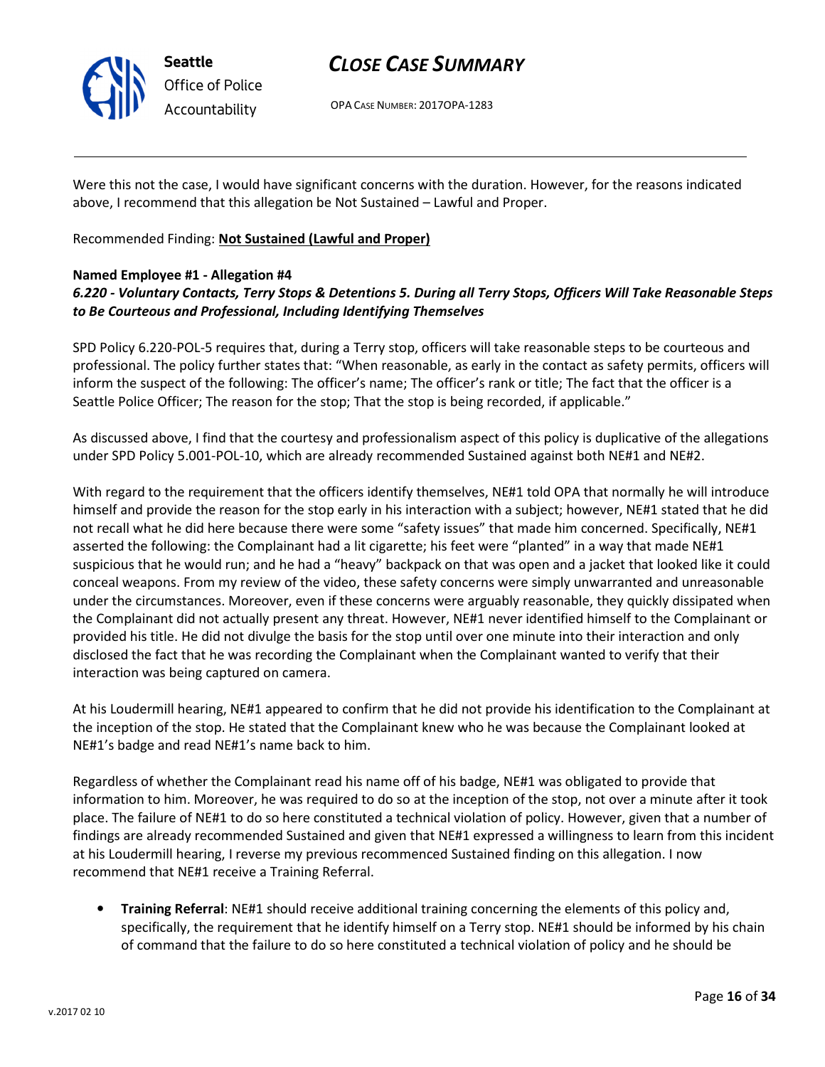Were this not the case, I would have significant concerns with the duration. However, for the reasons indicated above, I recommend that this allegation be Not Sustained – Lawful and Proper.

Recommended Finding: **Not Sustained (Lawful and Proper)**

**Named Employee #1 - Allegation #4**
***6.220 - Voluntary Contacts, Terry Stops & Detentions 5. During all Terry Stops, Officers Will Take Reasonable Steps to Be Courteous and Professional, Including Identifying Themselves***

SPD Policy 6.220-POL-5 requires that, during a Terry stop, officers will take reasonable steps to be courteous and professional. The policy further states that: "When reasonable, as early in the contact as safety permits, officers will inform the suspect of the following: The officer's name; The officer's rank or title; The fact that the officer is a Seattle Police Officer; The reason for the stop; That the stop is being recorded, if applicable."

As discussed above, I find that the courtesy and professionalism aspect of this policy is duplicative of the allegations under SPD Policy 5.001-POL-10, which are already recommended Sustained against both NE#1 and NE#2.

With regard to the requirement that the officers identify themselves, NE#1 told OPA that normally he will introduce himself and provide the reason for the stop early in his interaction with a subject; however, NE#1 stated that he did not recall what he did here because there were some "safety issues" that made him concerned. Specifically, NE#1 asserted the following: the Complainant had a lit cigarette; his feet were "planted" in a way that made NE#1 suspicious that he would run; and he had a "heavy" backpack on that was open and a jacket that looked like it could conceal weapons. From my review of the video, these safety concerns were simply unwarranted and unreasonable under the circumstances. Moreover, even if these concerns were arguably reasonable, they quickly dissipated when the Complainant did not actually present any threat. However, NE#1 never identified himself to the Complainant or provided his title. He did not divulge the basis for the stop until over one minute into their interaction and only disclosed the fact that he was recording the Complainant when the Complainant wanted to verify that their interaction was being captured on camera.

At his Loudermill hearing, NE#1 appeared to confirm that he did not provide his identification to the Complainant at the inception of the stop. He stated that the Complainant knew who he was because the Complainant looked at NE#1's badge and read NE#1's name back to him.

Regardless of whether the Complainant read his name off of his badge, NE#1 was obligated to provide that information to him. Moreover, he was required to do so at the inception of the stop, not over a minute after it took place. The failure of NE#1 to do so here constituted a technical violation of policy. However, given that a number of findings are already recommended Sustained and given that NE#1 expressed a willingness to learn from this incident at his Loudermill hearing, I reverse my previous recommenced Sustained finding on this allegation. I now recommend that NE#1 receive a Training Referral.

- **Training Referral**: NE#1 should receive additional training concerning the elements of this policy and, specifically, the requirement that he identify himself on a Terry stop. NE#1 should be informed by his chain of command that the failure to do so here constituted a technical violation of policy and he should be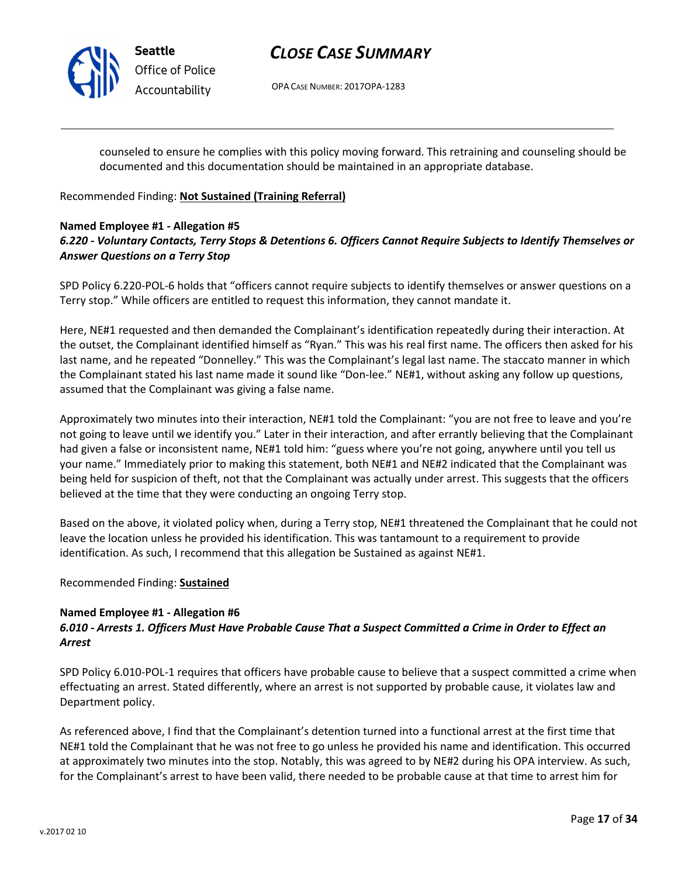counseled to ensure he complies with this policy moving forward. This retraining and counseling should be documented and this documentation should be maintained in an appropriate database.

Recommended Finding: **Not Sustained (Training Referral)**

**Named Employee #1 - Allegation #5**
***6.220 - Voluntary Contacts, Terry Stops & Detentions 6. Officers Cannot Require Subjects to Identify Themselves or Answer Questions on a Terry Stop***

SPD Policy 6.220-POL-6 holds that "officers cannot require subjects to identify themselves or answer questions on a Terry stop." While officers are entitled to request this information, they cannot mandate it.

Here, NE#1 requested and then demanded the Complainant's identification repeatedly during their interaction. At the outset, the Complainant identified himself as "Ryan." This was his real first name. The officers then asked for his last name, and he repeated "Donnelley." This was the Complainant's legal last name. The staccato manner in which the Complainant stated his last name made it sound like "Don-lee." NE#1, without asking any follow up questions, assumed that the Complainant was giving a false name.

Approximately two minutes into their interaction, NE#1 told the Complainant: "you are not free to leave and you're not going to leave until we identify you." Later in their interaction, and after errantly believing that the Complainant had given a false or inconsistent name, NE#1 told him: "guess where you're not going, anywhere until you tell us your name." Immediately prior to making this statement, both NE#1 and NE#2 indicated that the Complainant was being held for suspicion of theft, not that the Complainant was actually under arrest. This suggests that the officers believed at the time that they were conducting an ongoing Terry stop.

Based on the above, it violated policy when, during a Terry stop, NE#1 threatened the Complainant that he could not leave the location unless he provided his identification. This was tantamount to a requirement to provide identification. As such, I recommend that this allegation be Sustained as against NE#1.

Recommended Finding: **Sustained**

**Named Employee #1 - Allegation #6**
***6.010 - Arrests 1. Officers Must Have Probable Cause That a Suspect Committed a Crime in Order to Effect an Arrest***

SPD Policy 6.010-POL-1 requires that officers have probable cause to believe that a suspect committed a crime when effectuating an arrest. Stated differently, where an arrest is not supported by probable cause, it violates law and Department policy.

As referenced above, I find that the Complainant's detention turned into a functional arrest at the first time that NE#1 told the Complainant that he was not free to go unless he provided his name and identification. This occurred at approximately two minutes into the stop. Notably, this was agreed to by NE#2 during his OPA interview. As such, for the Complainant's arrest to have been valid, there needed to be probable cause at that time to arrest him for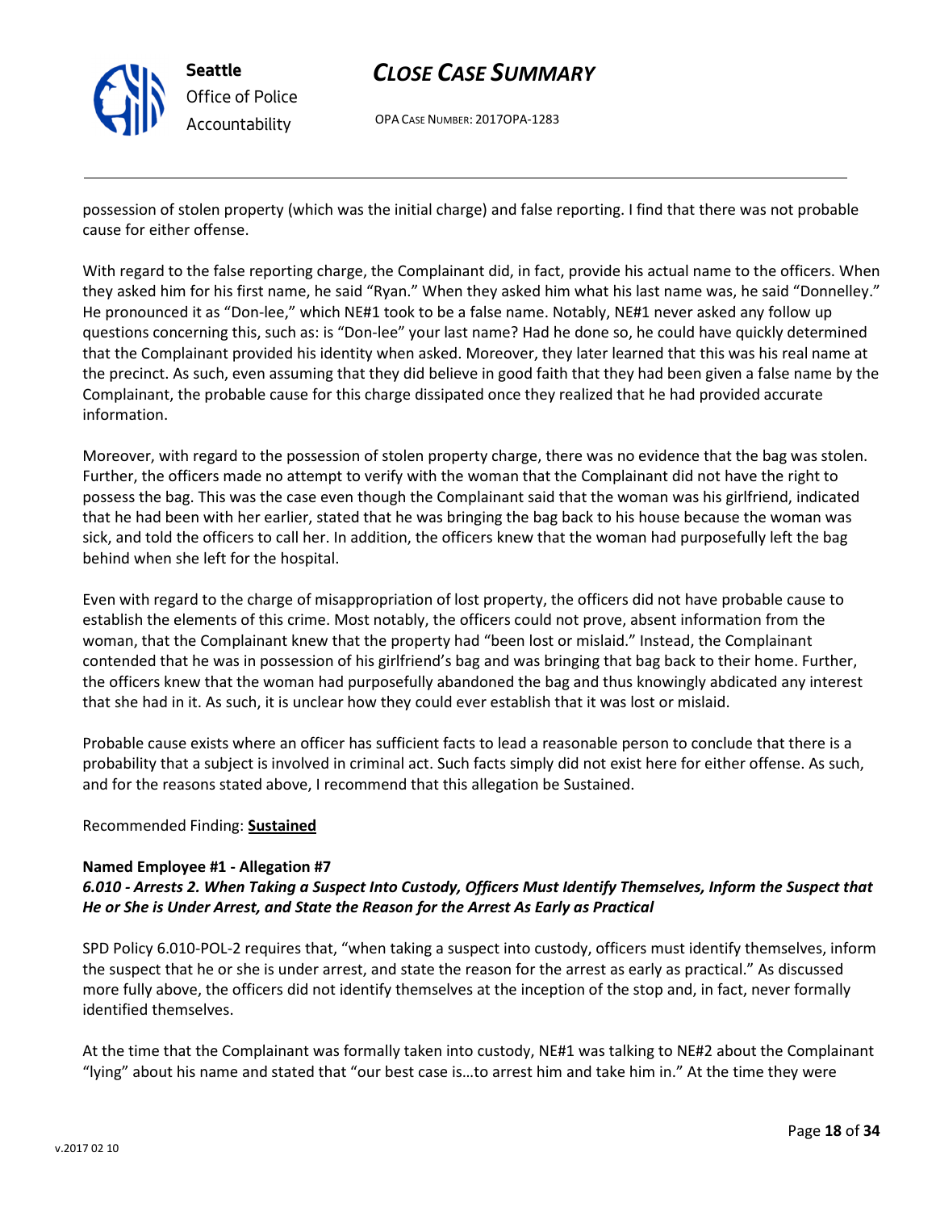possession of stolen property (which was the initial charge) and false reporting. I find that there was not probable cause for either offense.

With regard to the false reporting charge, the Complainant did, in fact, provide his actual name to the officers. When they asked him for his first name, he said "Ryan." When they asked him what his last name was, he said "Donnelley." He pronounced it as "Don-lee," which NE#1 took to be a false name. Notably, NE#1 never asked any follow up questions concerning this, such as: is "Don-lee" your last name? Had he done so, he could have quickly determined that the Complainant provided his identity when asked. Moreover, they later learned that this was his real name at the precinct. As such, even assuming that they did believe in good faith that they had been given a false name by the Complainant, the probable cause for this charge dissipated once they realized that he had provided accurate information.

Moreover, with regard to the possession of stolen property charge, there was no evidence that the bag was stolen. Further, the officers made no attempt to verify with the woman that the Complainant did not have the right to possess the bag. This was the case even though the Complainant said that the woman was his girlfriend, indicated that he had been with her earlier, stated that he was bringing the bag back to his house because the woman was sick, and told the officers to call her. In addition, the officers knew that the woman had purposefully left the bag behind when she left for the hospital.

Even with regard to the charge of misappropriation of lost property, the officers did not have probable cause to establish the elements of this crime. Most notably, the officers could not prove, absent information from the woman, that the Complainant knew that the property had "been lost or mislaid." Instead, the Complainant contended that he was in possession of his girlfriend's bag and was bringing that bag back to their home. Further, the officers knew that the woman had purposefully abandoned the bag and thus knowingly abdicated any interest that she had in it. As such, it is unclear how they could ever establish that it was lost or mislaid.

Probable cause exists where an officer has sufficient facts to lead a reasonable person to conclude that there is a probability that a subject is involved in criminal act. Such facts simply did not exist here for either offense. As such, and for the reasons stated above, I recommend that this allegation be Sustained.

Recommended Finding: **Sustained**

**Named Employee #1 - Allegation #7**
***6.010 - Arrests 2. When Taking a Suspect Into Custody, Officers Must Identify Themselves, Inform the Suspect that He or She is Under Arrest, and State the Reason for the Arrest As Early as Practical***

SPD Policy 6.010-POL-2 requires that, "when taking a suspect into custody, officers must identify themselves, inform the suspect that he or she is under arrest, and state the reason for the arrest as early as practical." As discussed more fully above, the officers did not identify themselves at the inception of the stop and, in fact, never formally identified themselves.

At the time that the Complainant was formally taken into custody, NE#1 was talking to NE#2 about the Complainant "lying" about his name and stated that "our best case is…to arrest him and take him in." At the time they were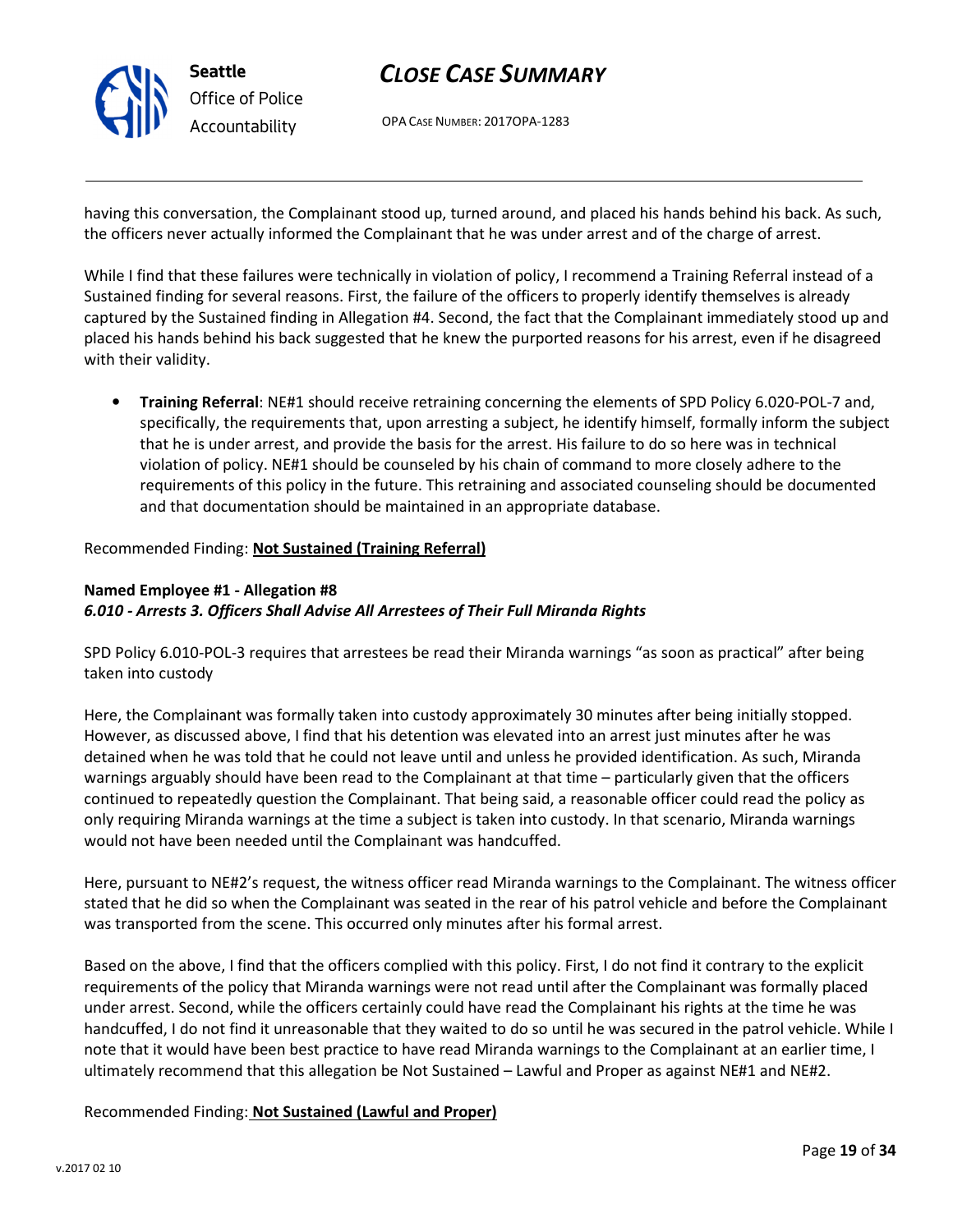having this conversation, the Complainant stood up, turned around, and placed his hands behind his back. As such, the officers never actually informed the Complainant that he was under arrest and of the charge of arrest.

While I find that these failures were technically in violation of policy, I recommend a Training Referral instead of a Sustained finding for several reasons. First, the failure of the officers to properly identify themselves is already captured by the Sustained finding in Allegation #4. Second, the fact that the Complainant immediately stood up and placed his hands behind his back suggested that he knew the purported reasons for his arrest, even if he disagreed with their validity.

- **Training Referral**: NE#1 should receive retraining concerning the elements of SPD Policy 6.020-POL-7 and, specifically, the requirements that, upon arresting a subject, he identify himself, formally inform the subject that he is under arrest, and provide the basis for the arrest. His failure to do so here was in technical violation of policy. NE#1 should be counseled by his chain of command to more closely adhere to the requirements of this policy in the future. This retraining and associated counseling should be documented and that documentation should be maintained in an appropriate database.

Recommended Finding: **Not Sustained (Training Referral)**

**Named Employee #1 - Allegation #8**
***6.010 - Arrests 3. Officers Shall Advise All Arrestees of Their Full Miranda Rights***

SPD Policy 6.010-POL-3 requires that arrestees be read their Miranda warnings "as soon as practical" after being taken into custody

Here, the Complainant was formally taken into custody approximately 30 minutes after being initially stopped. However, as discussed above, I find that his detention was elevated into an arrest just minutes after he was detained when he was told that he could not leave until and unless he provided identification. As such, Miranda warnings arguably should have been read to the Complainant at that time – particularly given that the officers continued to repeatedly question the Complainant. That being said, a reasonable officer could read the policy as only requiring Miranda warnings at the time a subject is taken into custody. In that scenario, Miranda warnings would not have been needed until the Complainant was handcuffed.

Here, pursuant to NE#2's request, the witness officer read Miranda warnings to the Complainant. The witness officer stated that he did so when the Complainant was seated in the rear of his patrol vehicle and before the Complainant was transported from the scene. This occurred only minutes after his formal arrest.

Based on the above, I find that the officers complied with this policy. First, I do not find it contrary to the explicit requirements of the policy that Miranda warnings were not read until after the Complainant was formally placed under arrest. Second, while the officers certainly could have read the Complainant his rights at the time he was handcuffed, I do not find it unreasonable that they waited to do so until he was secured in the patrol vehicle. While I note that it would have been best practice to have read Miranda warnings to the Complainant at an earlier time, I ultimately recommend that this allegation be Not Sustained – Lawful and Proper as against NE#1 and NE#2.

Recommended Finding: **Not Sustained (Lawful and Proper)**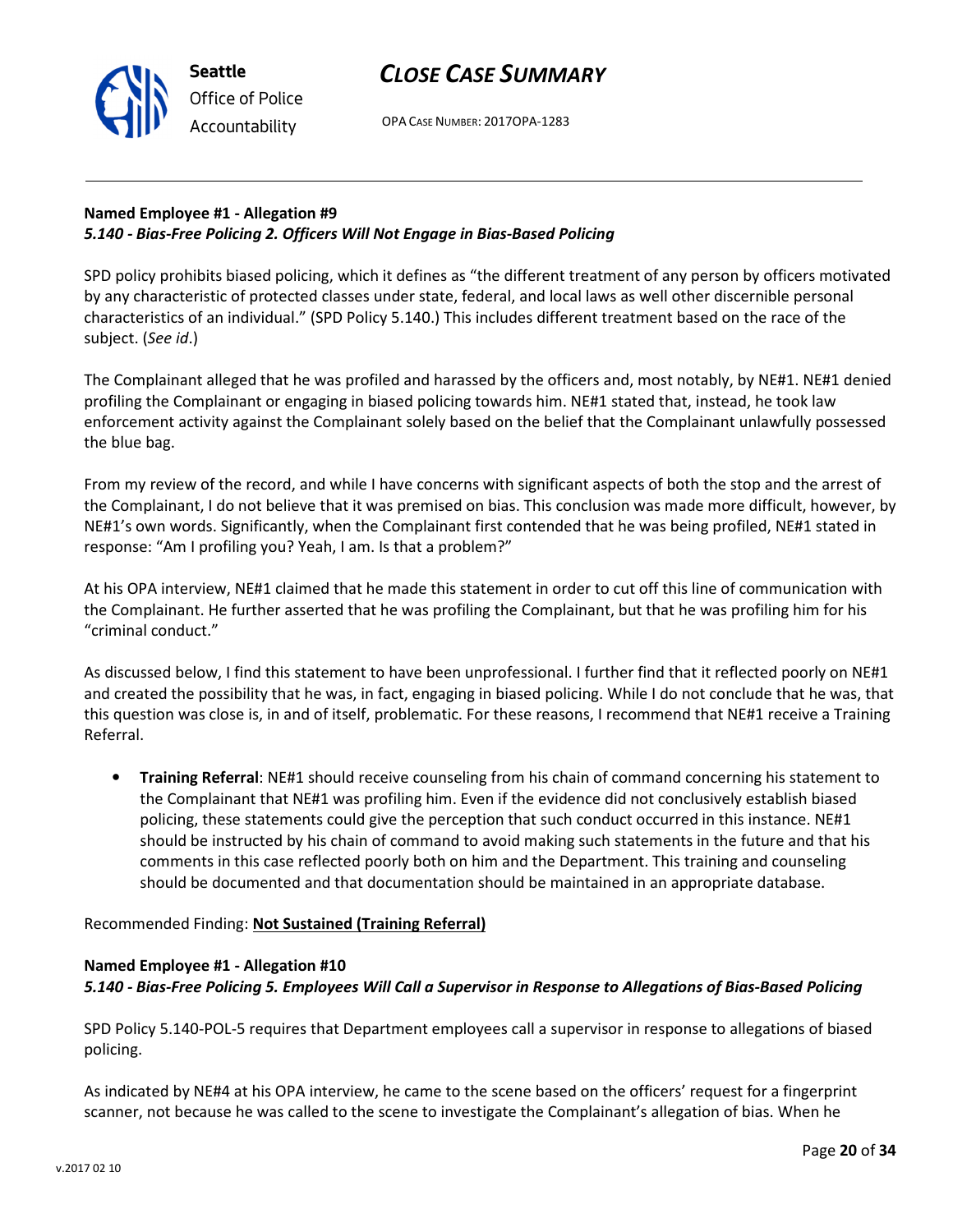**Named Employee #1 - Allegation #9**
***5.140 - Bias-Free Policing 2. Officers Will Not Engage in Bias-Based Policing***

SPD policy prohibits biased policing, which it defines as "the different treatment of any person by officers motivated by any characteristic of protected classes under state, federal, and local laws as well other discernible personal characteristics of an individual." (SPD Policy 5.140.) This includes different treatment based on the race of the subject. (*See id*.)

The Complainant alleged that he was profiled and harassed by the officers and, most notably, by NE#1. NE#1 denied profiling the Complainant or engaging in biased policing towards him. NE#1 stated that, instead, he took law enforcement activity against the Complainant solely based on the belief that the Complainant unlawfully possessed the blue bag.

From my review of the record, and while I have concerns with significant aspects of both the stop and the arrest of the Complainant, I do not believe that it was premised on bias. This conclusion was made more difficult, however, by NE#1's own words. Significantly, when the Complainant first contended that he was being profiled, NE#1 stated in response: "Am I profiling you? Yeah, I am. Is that a problem?"

At his OPA interview, NE#1 claimed that he made this statement in order to cut off this line of communication with the Complainant. He further asserted that he was profiling the Complainant, but that he was profiling him for his "criminal conduct."

As discussed below, I find this statement to have been unprofessional. I further find that it reflected poorly on NE#1 and created the possibility that he was, in fact, engaging in biased policing. While I do not conclude that he was, that this question was close is, in and of itself, problematic. For these reasons, I recommend that NE#1 receive a Training Referral.

- **Training Referral**: NE#1 should receive counseling from his chain of command concerning his statement to the Complainant that NE#1 was profiling him. Even if the evidence did not conclusively establish biased policing, these statements could give the perception that such conduct occurred in this instance. NE#1 should be instructed by his chain of command to avoid making such statements in the future and that his comments in this case reflected poorly both on him and the Department. This training and counseling should be documented and that documentation should be maintained in an appropriate database.

Recommended Finding: **Not Sustained (Training Referral)**

**Named Employee #1 - Allegation #10**
***5.140 - Bias-Free Policing 5. Employees Will Call a Supervisor in Response to Allegations of Bias-Based Policing***

SPD Policy 5.140-POL-5 requires that Department employees call a supervisor in response to allegations of biased policing.

As indicated by NE#4 at his OPA interview, he came to the scene based on the officers' request for a fingerprint scanner, not because he was called to the scene to investigate the Complainant's allegation of bias. When he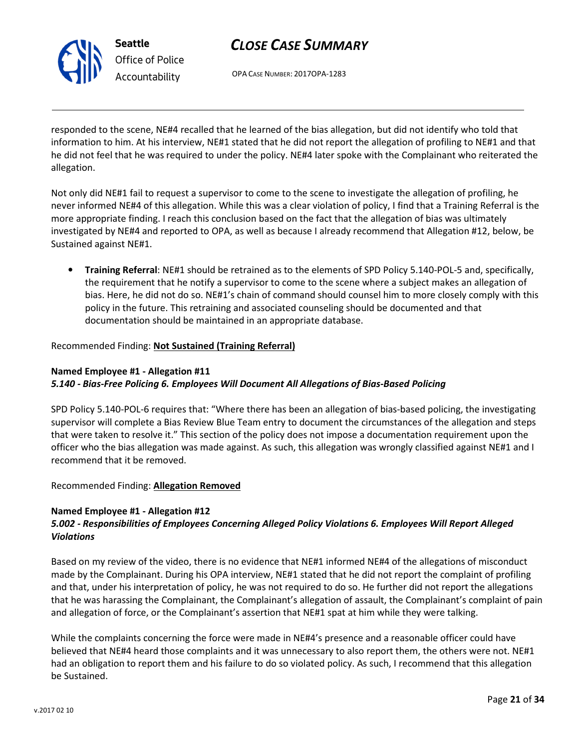responded to the scene, NE#4 recalled that he learned of the bias allegation, but did not identify who told that information to him. At his interview, NE#1 stated that he did not report the allegation of profiling to NE#1 and that he did not feel that he was required to under the policy. NE#4 later spoke with the Complainant who reiterated the allegation.

Not only did NE#1 fail to request a supervisor to come to the scene to investigate the allegation of profiling, he never informed NE#4 of this allegation. While this was a clear violation of policy, I find that a Training Referral is the more appropriate finding. I reach this conclusion based on the fact that the allegation of bias was ultimately investigated by NE#4 and reported to OPA, as well as because I already recommend that Allegation #12, below, be Sustained against NE#1.

- **Training Referral**: NE#1 should be retrained as to the elements of SPD Policy 5.140-POL-5 and, specifically, the requirement that he notify a supervisor to come to the scene where a subject makes an allegation of bias. Here, he did not do so. NE#1's chain of command should counsel him to more closely comply with this policy in the future. This retraining and associated counseling should be documented and that documentation should be maintained in an appropriate database.

Recommended Finding: **Not Sustained (Training Referral)**

**Named Employee #1 - Allegation #11**
***5.140 - Bias-Free Policing 6. Employees Will Document All Allegations of Bias-Based Policing***

SPD Policy 5.140-POL-6 requires that: "Where there has been an allegation of bias-based policing, the investigating supervisor will complete a Bias Review Blue Team entry to document the circumstances of the allegation and steps that were taken to resolve it." This section of the policy does not impose a documentation requirement upon the officer who the bias allegation was made against. As such, this allegation was wrongly classified against NE#1 and I recommend that it be removed.

Recommended Finding: **Allegation Removed**

**Named Employee #1 - Allegation #12**
***5.002 - Responsibilities of Employees Concerning Alleged Policy Violations 6. Employees Will Report Alleged Violations***

Based on my review of the video, there is no evidence that NE#1 informed NE#4 of the allegations of misconduct made by the Complainant. During his OPA interview, NE#1 stated that he did not report the complaint of profiling and that, under his interpretation of policy, he was not required to do so. He further did not report the allegations that he was harassing the Complainant, the Complainant's allegation of assault, the Complainant's complaint of pain and allegation of force, or the Complainant's assertion that NE#1 spat at him while they were talking.

While the complaints concerning the force were made in NE#4's presence and a reasonable officer could have believed that NE#4 heard those complaints and it was unnecessary to also report them, the others were not. NE#1 had an obligation to report them and his failure to do so violated policy. As such, I recommend that this allegation be Sustained.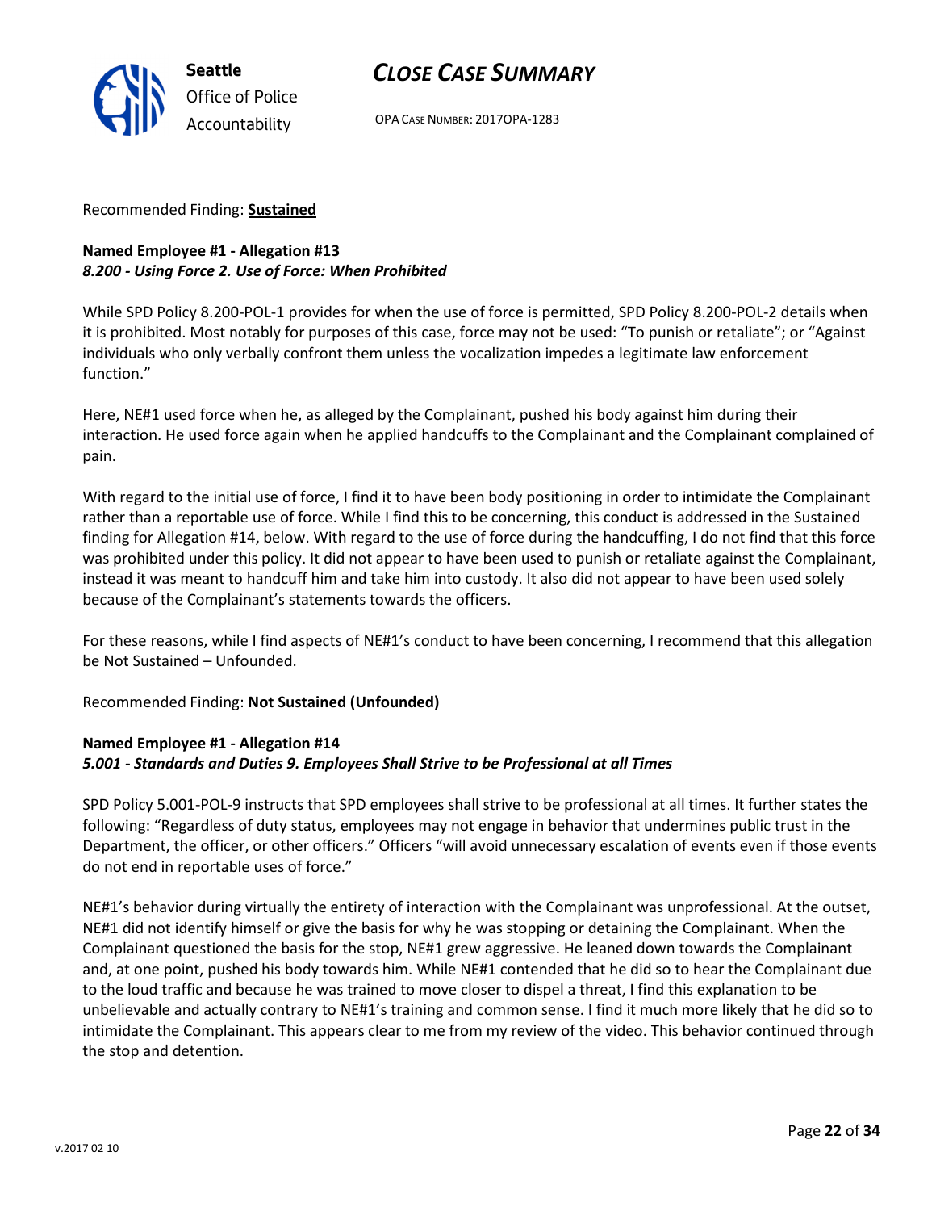Recommended Finding: **Sustained**

**Named Employee #1 - Allegation #13**
***8.200 - Using Force 2. Use of Force: When Prohibited***

While SPD Policy 8.200-POL-1 provides for when the use of force is permitted, SPD Policy 8.200-POL-2 details when it is prohibited. Most notably for purposes of this case, force may not be used: "To punish or retaliate"; or "Against individuals who only verbally confront them unless the vocalization impedes a legitimate law enforcement function."

Here, NE#1 used force when he, as alleged by the Complainant, pushed his body against him during their interaction. He used force again when he applied handcuffs to the Complainant and the Complainant complained of pain.

With regard to the initial use of force, I find it to have been body positioning in order to intimidate the Complainant rather than a reportable use of force. While I find this to be concerning, this conduct is addressed in the Sustained finding for Allegation #14, below. With regard to the use of force during the handcuffing, I do not find that this force was prohibited under this policy. It did not appear to have been used to punish or retaliate against the Complainant, instead it was meant to handcuff him and take him into custody. It also did not appear to have been used solely because of the Complainant's statements towards the officers.

For these reasons, while I find aspects of NE#1's conduct to have been concerning, I recommend that this allegation be Not Sustained – Unfounded.

Recommended Finding: **Not Sustained (Unfounded)**

**Named Employee #1 - Allegation #14**
***5.001 - Standards and Duties 9. Employees Shall Strive to be Professional at all Times***

SPD Policy 5.001-POL-9 instructs that SPD employees shall strive to be professional at all times. It further states the following: "Regardless of duty status, employees may not engage in behavior that undermines public trust in the Department, the officer, or other officers." Officers "will avoid unnecessary escalation of events even if those events do not end in reportable uses of force."

NE#1's behavior during virtually the entirety of interaction with the Complainant was unprofessional. At the outset, NE#1 did not identify himself or give the basis for why he was stopping or detaining the Complainant. When the Complainant questioned the basis for the stop, NE#1 grew aggressive. He leaned down towards the Complainant and, at one point, pushed his body towards him. While NE#1 contended that he did so to hear the Complainant due to the loud traffic and because he was trained to move closer to dispel a threat, I find this explanation to be unbelievable and actually contrary to NE#1's training and common sense. I find it much more likely that he did so to intimidate the Complainant. This appears clear to me from my review of the video. This behavior continued through the stop and detention.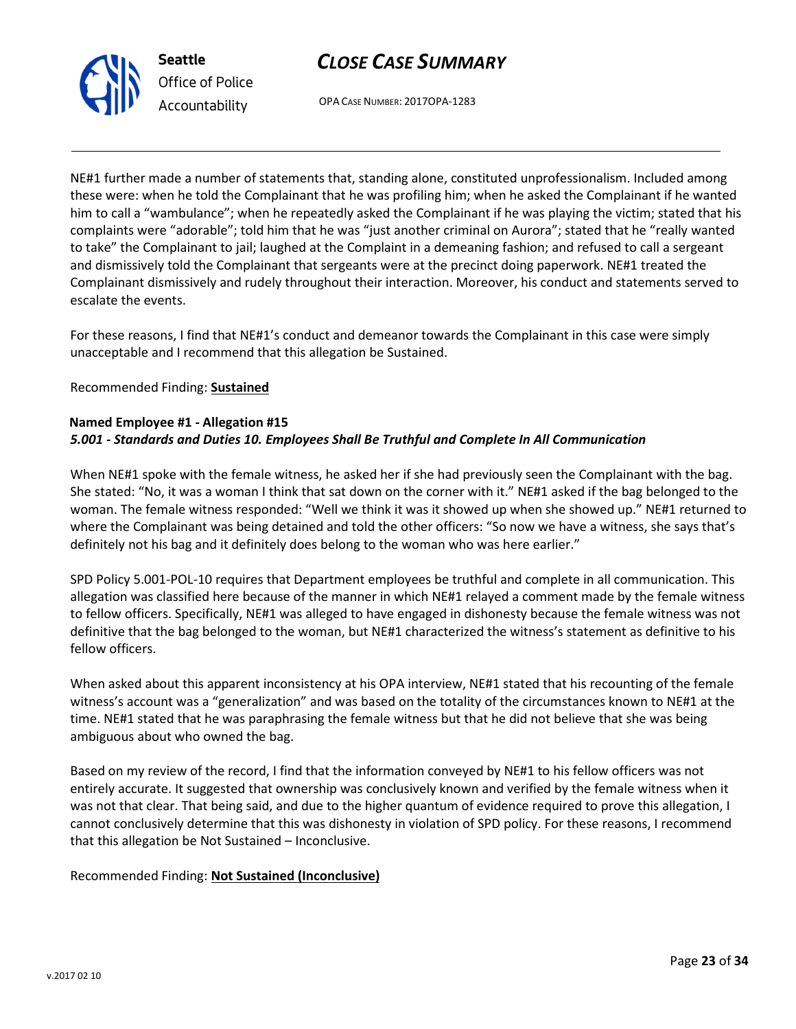NE#1 further made a number of statements that, standing alone, constituted unprofessionalism. Included among these were: when he told the Complainant that he was profiling him; when he asked the Complainant if he wanted him to call a "wambulance"; when he repeatedly asked the Complainant if he was playing the victim; stated that his complaints were "adorable"; told him that he was "just another criminal on Aurora"; stated that he "really wanted to take" the Complainant to jail; laughed at the Complaint in a demeaning fashion; and refused to call a sergeant and dismissively told the Complainant that sergeants were at the precinct doing paperwork. NE#1 treated the Complainant dismissively and rudely throughout their interaction. Moreover, his conduct and statements served to escalate the events.

For these reasons, I find that NE#1's conduct and demeanor towards the Complainant in this case were simply unacceptable and I recommend that this allegation be Sustained.

Recommended Finding: **Sustained**

**Named Employee #1 - Allegation #15**
***5.001 - Standards and Duties 10. Employees Shall Be Truthful and Complete In All Communication***

When NE#1 spoke with the female witness, he asked her if she had previously seen the Complainant with the bag. She stated: "No, it was a woman I think that sat down on the corner with it." NE#1 asked if the bag belonged to the woman. The female witness responded: "Well we think it was it showed up when she showed up." NE#1 returned to where the Complainant was being detained and told the other officers: "So now we have a witness, she says that's definitely not his bag and it definitely does belong to the woman who was here earlier."

SPD Policy 5.001-POL-10 requires that Department employees be truthful and complete in all communication. This allegation was classified here because of the manner in which NE#1 relayed a comment made by the female witness to fellow officers. Specifically, NE#1 was alleged to have engaged in dishonesty because the female witness was not definitive that the bag belonged to the woman, but NE#1 characterized the witness's statement as definitive to his fellow officers.

When asked about this apparent inconsistency at his OPA interview, NE#1 stated that his recounting of the female witness's account was a "generalization" and was based on the totality of the circumstances known to NE#1 at the time. NE#1 stated that he was paraphrasing the female witness but that he did not believe that she was being ambiguous about who owned the bag.

Based on my review of the record, I find that the information conveyed by NE#1 to his fellow officers was not entirely accurate. It suggested that ownership was conclusively known and verified by the female witness when it was not that clear. That being said, and due to the higher quantum of evidence required to prove this allegation, I cannot conclusively determine that this was dishonesty in violation of SPD policy. For these reasons, I recommend that this allegation be Not Sustained – Inconclusive.

Recommended Finding: **Not Sustained (Inconclusive)**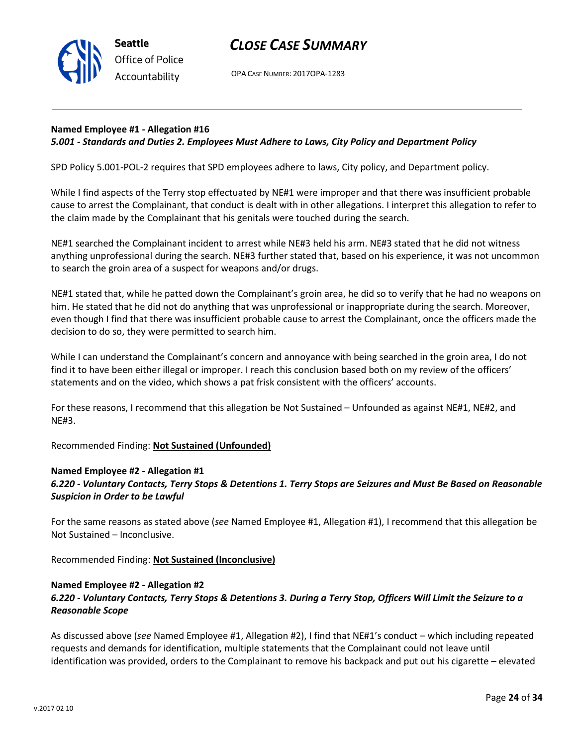**Named Employee #1 - Allegation #16**
***5.001 - Standards and Duties 2. Employees Must Adhere to Laws, City Policy and Department Policy***

SPD Policy 5.001-POL-2 requires that SPD employees adhere to laws, City policy, and Department policy.

While I find aspects of the Terry stop effectuated by NE#1 were improper and that there was insufficient probable cause to arrest the Complainant, that conduct is dealt with in other allegations. I interpret this allegation to refer to the claim made by the Complainant that his genitals were touched during the search.

NE#1 searched the Complainant incident to arrest while NE#3 held his arm. NE#3 stated that he did not witness anything unprofessional during the search. NE#3 further stated that, based on his experience, it was not uncommon to search the groin area of a suspect for weapons and/or drugs.

NE#1 stated that, while he patted down the Complainant's groin area, he did so to verify that he had no weapons on him. He stated that he did not do anything that was unprofessional or inappropriate during the search. Moreover, even though I find that there was insufficient probable cause to arrest the Complainant, once the officers made the decision to do so, they were permitted to search him.

While I can understand the Complainant's concern and annoyance with being searched in the groin area, I do not find it to have been either illegal or improper. I reach this conclusion based both on my review of the officers' statements and on the video, which shows a pat frisk consistent with the officers' accounts.

For these reasons, I recommend that this allegation be Not Sustained – Unfounded as against NE#1, NE#2, and NE#3.

Recommended Finding: **Not Sustained (Unfounded)**

**Named Employee #2 - Allegation #1**
***6.220 - Voluntary Contacts, Terry Stops & Detentions 1. Terry Stops are Seizures and Must Be Based on Reasonable Suspicion in Order to be Lawful***

For the same reasons as stated above (*see* Named Employee #1, Allegation #1), I recommend that this allegation be Not Sustained – Inconclusive.

Recommended Finding: **Not Sustained (Inconclusive)**

**Named Employee #2 - Allegation #2**
***6.220 - Voluntary Contacts, Terry Stops & Detentions 3. During a Terry Stop, Officers Will Limit the Seizure to a Reasonable Scope***

As discussed above (*see* Named Employee #1, Allegation #2), I find that NE#1's conduct – which including repeated requests and demands for identification, multiple statements that the Complainant could not leave until identification was provided, orders to the Complainant to remove his backpack and put out his cigarette – elevated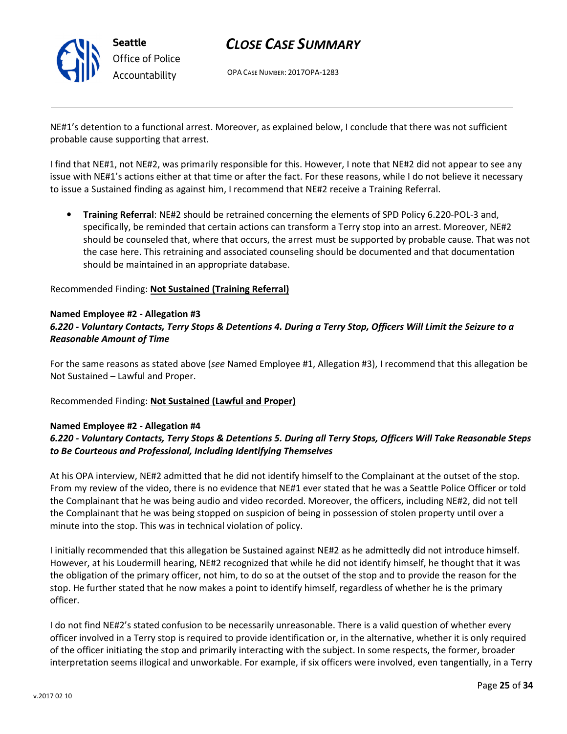NE#1's detention to a functional arrest. Moreover, as explained below, I conclude that there was not sufficient probable cause supporting that arrest.

I find that NE#1, not NE#2, was primarily responsible for this. However, I note that NE#2 did not appear to see any issue with NE#1's actions either at that time or after the fact. For these reasons, while I do not believe it necessary to issue a Sustained finding as against him, I recommend that NE#2 receive a Training Referral.

- **Training Referral**: NE#2 should be retrained concerning the elements of SPD Policy 6.220-POL-3 and, specifically, be reminded that certain actions can transform a Terry stop into an arrest. Moreover, NE#2 should be counseled that, where that occurs, the arrest must be supported by probable cause. That was not the case here. This retraining and associated counseling should be documented and that documentation should be maintained in an appropriate database.

Recommended Finding: **Not Sustained (Training Referral)**

**Named Employee #2 - Allegation #3**
***6.220 - Voluntary Contacts, Terry Stops & Detentions 4. During a Terry Stop, Officers Will Limit the Seizure to a Reasonable Amount of Time***

For the same reasons as stated above (*see* Named Employee #1, Allegation #3), I recommend that this allegation be Not Sustained – Lawful and Proper.

Recommended Finding: **Not Sustained (Lawful and Proper)**

**Named Employee #2 - Allegation #4**
***6.220 - Voluntary Contacts, Terry Stops & Detentions 5. During all Terry Stops, Officers Will Take Reasonable Steps to Be Courteous and Professional, Including Identifying Themselves***

At his OPA interview, NE#2 admitted that he did not identify himself to the Complainant at the outset of the stop. From my review of the video, there is no evidence that NE#1 ever stated that he was a Seattle Police Officer or told the Complainant that he was being audio and video recorded. Moreover, the officers, including NE#2, did not tell the Complainant that he was being stopped on suspicion of being in possession of stolen property until over a minute into the stop. This was in technical violation of policy.

I initially recommended that this allegation be Sustained against NE#2 as he admittedly did not introduce himself. However, at his Loudermill hearing, NE#2 recognized that while he did not identify himself, he thought that it was the obligation of the primary officer, not him, to do so at the outset of the stop and to provide the reason for the stop. He further stated that he now makes a point to identify himself, regardless of whether he is the primary officer.

I do not find NE#2's stated confusion to be necessarily unreasonable. There is a valid question of whether every officer involved in a Terry stop is required to provide identification or, in the alternative, whether it is only required of the officer initiating the stop and primarily interacting with the subject. In some respects, the former, broader interpretation seems illogical and unworkable. For example, if six officers were involved, even tangentially, in a Terry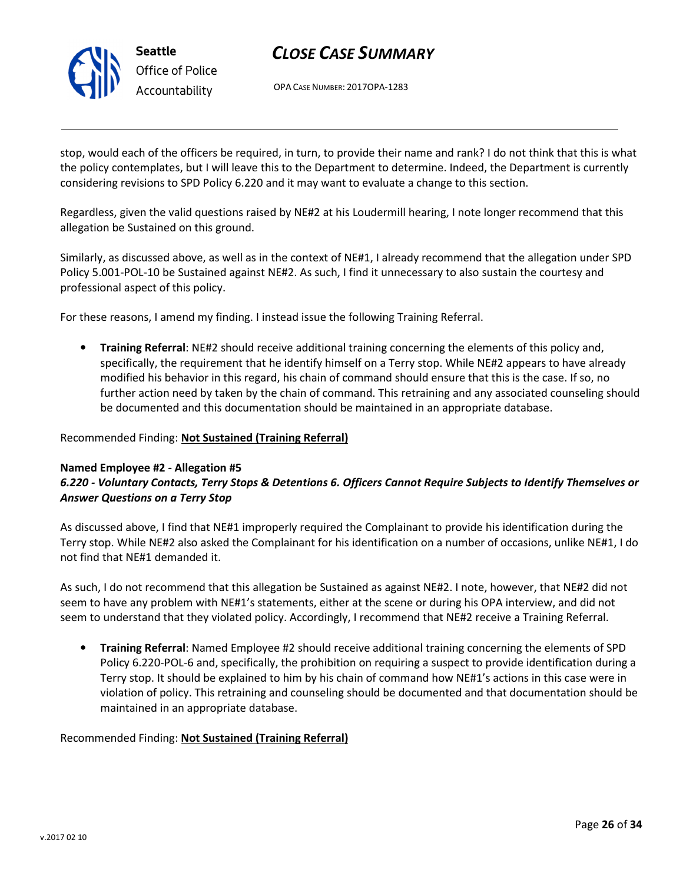stop, would each of the officers be required, in turn, to provide their name and rank? I do not think that this is what the policy contemplates, but I will leave this to the Department to determine. Indeed, the Department is currently considering revisions to SPD Policy 6.220 and it may want to evaluate a change to this section.

Regardless, given the valid questions raised by NE#2 at his Loudermill hearing, I note longer recommend that this allegation be Sustained on this ground.

Similarly, as discussed above, as well as in the context of NE#1, I already recommend that the allegation under SPD Policy 5.001-POL-10 be Sustained against NE#2. As such, I find it unnecessary to also sustain the courtesy and professional aspect of this policy.

For these reasons, I amend my finding. I instead issue the following Training Referral.

- **Training Referral**: NE#2 should receive additional training concerning the elements of this policy and, specifically, the requirement that he identify himself on a Terry stop. While NE#2 appears to have already modified his behavior in this regard, his chain of command should ensure that this is the case. If so, no further action need by taken by the chain of command. This retraining and any associated counseling should be documented and this documentation should be maintained in an appropriate database.

Recommended Finding: **<u>Not Sustained (Training Referral)</u>**

**Named Employee #2 - Allegation #5**
***6.220 - Voluntary Contacts, Terry Stops & Detentions 6. Officers Cannot Require Subjects to Identify Themselves or Answer Questions on a Terry Stop***

As discussed above, I find that NE#1 improperly required the Complainant to provide his identification during the Terry stop. While NE#2 also asked the Complainant for his identification on a number of occasions, unlike NE#1, I do not find that NE#1 demanded it.

As such, I do not recommend that this allegation be Sustained as against NE#2. I note, however, that NE#2 did not seem to have any problem with NE#1's statements, either at the scene or during his OPA interview, and did not seem to understand that they violated policy. Accordingly, I recommend that NE#2 receive a Training Referral.

- **Training Referral**: Named Employee #2 should receive additional training concerning the elements of SPD Policy 6.220-POL-6 and, specifically, the prohibition on requiring a suspect to provide identification during a Terry stop. It should be explained to him by his chain of command how NE#1's actions in this case were in violation of policy. This retraining and counseling should be documented and that documentation should be maintained in an appropriate database.

Recommended Finding: **<u>Not Sustained (Training Referral)</u>**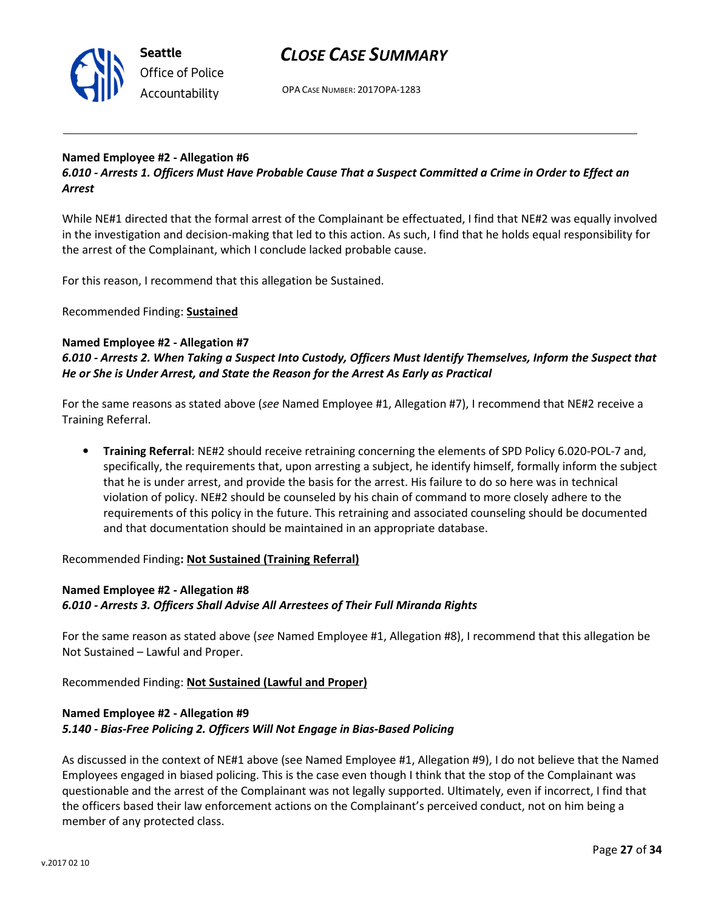**Named Employee #2 - Allegation #6**
***6.010 - Arrests 1. Officers Must Have Probable Cause That a Suspect Committed a Crime in Order to Effect an Arrest***

While NE#1 directed that the formal arrest of the Complainant be effectuated, I find that NE#2 was equally involved in the investigation and decision-making that led to this action. As such, I find that he holds equal responsibility for the arrest of the Complainant, which I conclude lacked probable cause.

For this reason, I recommend that this allegation be Sustained.

Recommended Finding: **Sustained**

**Named Employee #2 - Allegation #7**
***6.010 - Arrests 2. When Taking a Suspect Into Custody, Officers Must Identify Themselves, Inform the Suspect that He or She is Under Arrest, and State the Reason for the Arrest As Early as Practical***

For the same reasons as stated above (*see* Named Employee #1, Allegation #7), I recommend that NE#2 receive a Training Referral.

- **Training Referral**: NE#2 should receive retraining concerning the elements of SPD Policy 6.020-POL-7 and, specifically, the requirements that, upon arresting a subject, he identify himself, formally inform the subject that he is under arrest, and provide the basis for the arrest. His failure to do so here was in technical violation of policy. NE#2 should be counseled by his chain of command to more closely adhere to the requirements of this policy in the future. This retraining and associated counseling should be documented and that documentation should be maintained in an appropriate database.

Recommended Finding**: Not Sustained (Training Referral)**

**Named Employee #2 - Allegation #8**
***6.010 - Arrests 3. Officers Shall Advise All Arrestees of Their Full Miranda Rights***

For the same reason as stated above (*see* Named Employee #1, Allegation #8), I recommend that this allegation be Not Sustained – Lawful and Proper.

Recommended Finding: **Not Sustained (Lawful and Proper)**

**Named Employee #2 - Allegation #9**
***5.140 - Bias-Free Policing 2. Officers Will Not Engage in Bias-Based Policing***

As discussed in the context of NE#1 above (see Named Employee #1, Allegation #9), I do not believe that the Named Employees engaged in biased policing. This is the case even though I think that the stop of the Complainant was questionable and the arrest of the Complainant was not legally supported. Ultimately, even if incorrect, I find that the officers based their law enforcement actions on the Complainant's perceived conduct, not on him being a member of any protected class.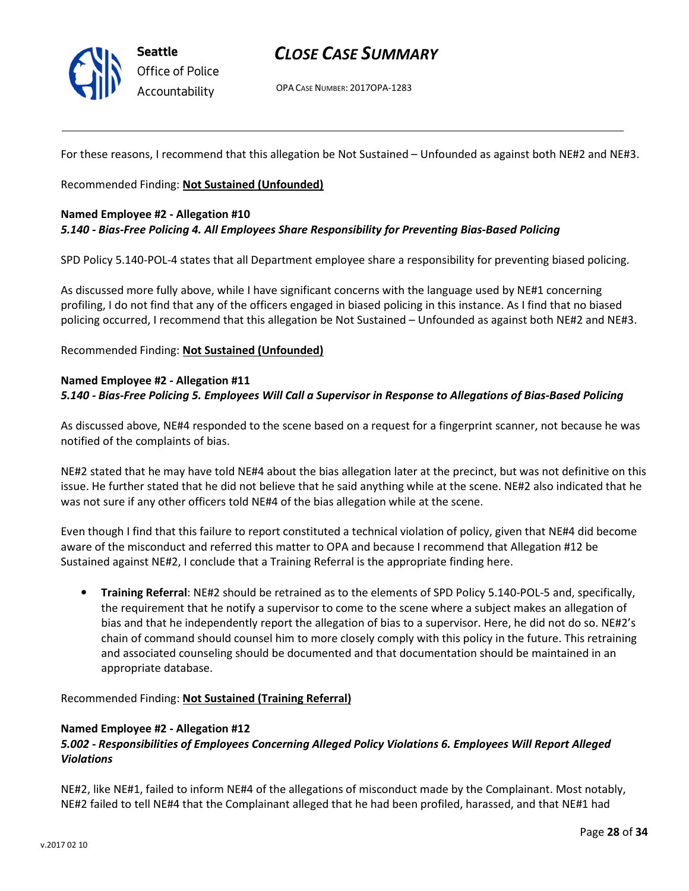For these reasons, I recommend that this allegation be Not Sustained – Unfounded as against both NE#2 and NE#3.

Recommended Finding: **Not Sustained (Unfounded)**

**Named Employee #2 - Allegation #10**
***5.140 - Bias-Free Policing 4. All Employees Share Responsibility for Preventing Bias-Based Policing***

SPD Policy 5.140-POL-4 states that all Department employee share a responsibility for preventing biased policing.

As discussed more fully above, while I have significant concerns with the language used by NE#1 concerning profiling, I do not find that any of the officers engaged in biased policing in this instance. As I find that no biased policing occurred, I recommend that this allegation be Not Sustained – Unfounded as against both NE#2 and NE#3.

Recommended Finding: **Not Sustained (Unfounded)**

**Named Employee #2 - Allegation #11**
***5.140 - Bias-Free Policing 5. Employees Will Call a Supervisor in Response to Allegations of Bias-Based Policing***

As discussed above, NE#4 responded to the scene based on a request for a fingerprint scanner, not because he was notified of the complaints of bias.

NE#2 stated that he may have told NE#4 about the bias allegation later at the precinct, but was not definitive on this issue. He further stated that he did not believe that he said anything while at the scene. NE#2 also indicated that he was not sure if any other officers told NE#4 of the bias allegation while at the scene.

Even though I find that this failure to report constituted a technical violation of policy, given that NE#4 did become aware of the misconduct and referred this matter to OPA and because I recommend that Allegation #12 be Sustained against NE#2, I conclude that a Training Referral is the appropriate finding here.

- **Training Referral**: NE#2 should be retrained as to the elements of SPD Policy 5.140-POL-5 and, specifically, the requirement that he notify a supervisor to come to the scene where a subject makes an allegation of bias and that he independently report the allegation of bias to a supervisor. Here, he did not do so. NE#2's chain of command should counsel him to more closely comply with this policy in the future. This retraining and associated counseling should be documented and that documentation should be maintained in an appropriate database.

Recommended Finding: **Not Sustained (Training Referral)**

**Named Employee #2 - Allegation #12**
***5.002 - Responsibilities of Employees Concerning Alleged Policy Violations 6. Employees Will Report Alleged Violations***

NE#2, like NE#1, failed to inform NE#4 of the allegations of misconduct made by the Complainant. Most notably, NE#2 failed to tell NE#4 that the Complainant alleged that he had been profiled, harassed, and that NE#1 had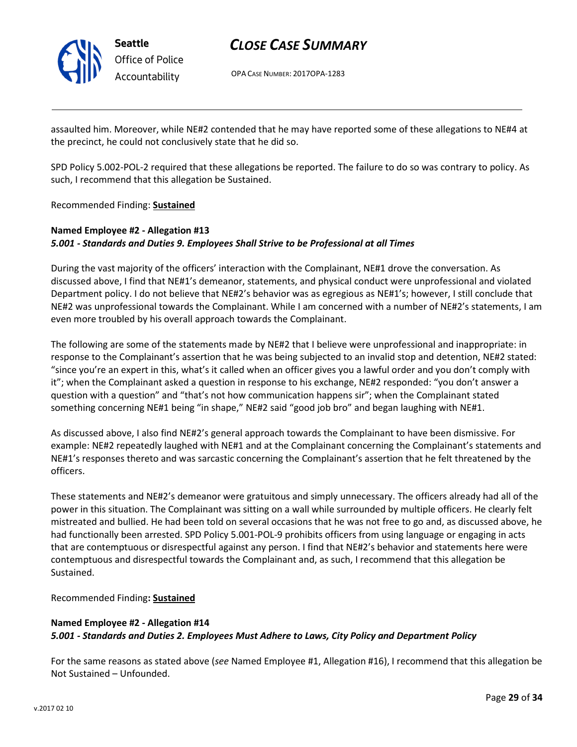assaulted him. Moreover, while NE#2 contended that he may have reported some of these allegations to NE#4 at the precinct, he could not conclusively state that he did so.

SPD Policy 5.002-POL-2 required that these allegations be reported. The failure to do so was contrary to policy. As such, I recommend that this allegation be Sustained.

Recommended Finding: **Sustained**

**Named Employee #2 - Allegation #13**
***5.001 - Standards and Duties 9. Employees Shall Strive to be Professional at all Times***

During the vast majority of the officers' interaction with the Complainant, NE#1 drove the conversation. As discussed above, I find that NE#1's demeanor, statements, and physical conduct were unprofessional and violated Department policy. I do not believe that NE#2's behavior was as egregious as NE#1's; however, I still conclude that NE#2 was unprofessional towards the Complainant. While I am concerned with a number of NE#2's statements, I am even more troubled by his overall approach towards the Complainant.

The following are some of the statements made by NE#2 that I believe were unprofessional and inappropriate: in response to the Complainant's assertion that he was being subjected to an invalid stop and detention, NE#2 stated: "since you're an expert in this, what's it called when an officer gives you a lawful order and you don't comply with it"; when the Complainant asked a question in response to his exchange, NE#2 responded: "you don't answer a question with a question" and "that's not how communication happens sir"; when the Complainant stated something concerning NE#1 being "in shape," NE#2 said "good job bro" and began laughing with NE#1.

As discussed above, I also find NE#2's general approach towards the Complainant to have been dismissive. For example: NE#2 repeatedly laughed with NE#1 and at the Complainant concerning the Complainant's statements and NE#1's responses thereto and was sarcastic concerning the Complainant's assertion that he felt threatened by the officers.

These statements and NE#2's demeanor were gratuitous and simply unnecessary. The officers already had all of the power in this situation. The Complainant was sitting on a wall while surrounded by multiple officers. He clearly felt mistreated and bullied. He had been told on several occasions that he was not free to go and, as discussed above, he had functionally been arrested. SPD Policy 5.001-POL-9 prohibits officers from using language or engaging in acts that are contemptuous or disrespectful against any person. I find that NE#2's behavior and statements here were contemptuous and disrespectful towards the Complainant and, as such, I recommend that this allegation be Sustained.

Recommended Finding**: Sustained**

**Named Employee #2 - Allegation #14**
***5.001 - Standards and Duties 2. Employees Must Adhere to Laws, City Policy and Department Policy***

For the same reasons as stated above (*see* Named Employee #1, Allegation #16), I recommend that this allegation be Not Sustained – Unfounded.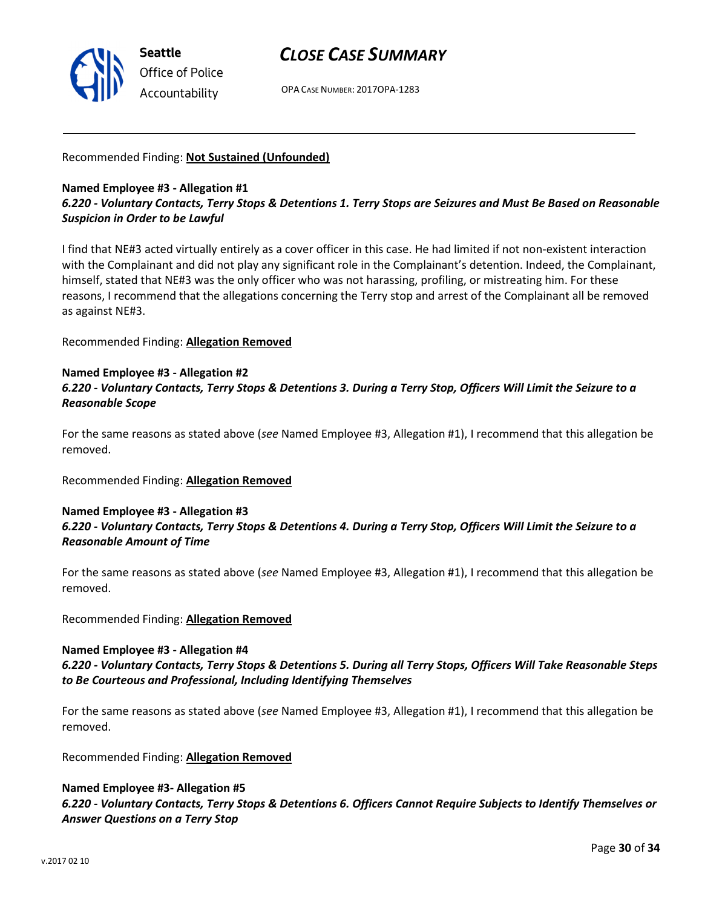Recommended Finding: **Not Sustained (Unfounded)**

**Named Employee #3 - Allegation #1**
***6.220 - Voluntary Contacts, Terry Stops & Detentions 1. Terry Stops are Seizures and Must Be Based on Reasonable Suspicion in Order to be Lawful***

I find that NE#3 acted virtually entirely as a cover officer in this case. He had limited if not non-existent interaction with the Complainant and did not play any significant role in the Complainant's detention. Indeed, the Complainant, himself, stated that NE#3 was the only officer who was not harassing, profiling, or mistreating him. For these reasons, I recommend that the allegations concerning the Terry stop and arrest of the Complainant all be removed as against NE#3.

Recommended Finding: **Allegation Removed**

**Named Employee #3 - Allegation #2**
***6.220 - Voluntary Contacts, Terry Stops & Detentions 3. During a Terry Stop, Officers Will Limit the Seizure to a Reasonable Scope***

For the same reasons as stated above (*see* Named Employee #3, Allegation #1), I recommend that this allegation be removed.

Recommended Finding: **Allegation Removed**

**Named Employee #3 - Allegation #3**
***6.220 - Voluntary Contacts, Terry Stops & Detentions 4. During a Terry Stop, Officers Will Limit the Seizure to a Reasonable Amount of Time***

For the same reasons as stated above (*see* Named Employee #3, Allegation #1), I recommend that this allegation be removed.

Recommended Finding: **Allegation Removed**

**Named Employee #3 - Allegation #4**
***6.220 - Voluntary Contacts, Terry Stops & Detentions 5. During all Terry Stops, Officers Will Take Reasonable Steps to Be Courteous and Professional, Including Identifying Themselves***

For the same reasons as stated above (*see* Named Employee #3, Allegation #1), I recommend that this allegation be removed.

Recommended Finding: **Allegation Removed**

**Named Employee #3- Allegation #5**
***6.220 - Voluntary Contacts, Terry Stops & Detentions 6. Officers Cannot Require Subjects to Identify Themselves or Answer Questions on a Terry Stop***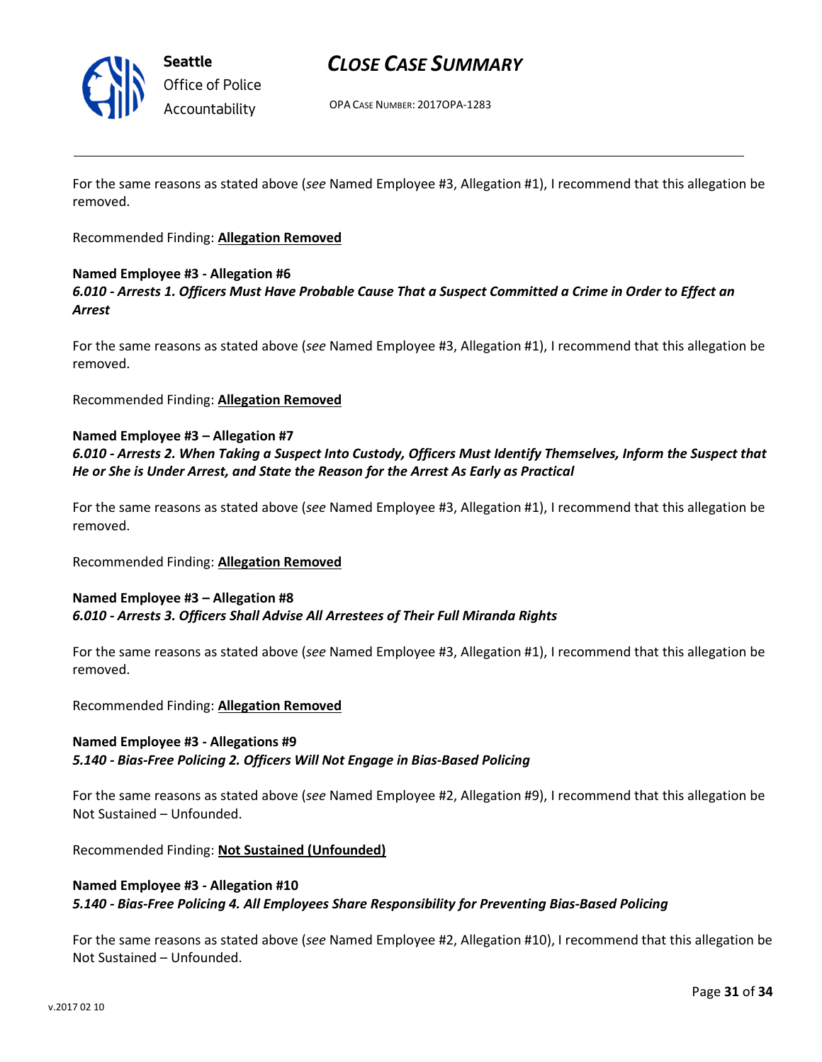For the same reasons as stated above (*see* Named Employee #3, Allegation #1), I recommend that this allegation be removed.

Recommended Finding: **Allegation Removed**

**Named Employee #3 - Allegation #6**
***6.010 - Arrests 1. Officers Must Have Probable Cause That a Suspect Committed a Crime in Order to Effect an Arrest***

For the same reasons as stated above (*see* Named Employee #3, Allegation #1), I recommend that this allegation be removed.

Recommended Finding: **Allegation Removed**

**Named Employee #3 – Allegation #7**
***6.010 - Arrests 2. When Taking a Suspect Into Custody, Officers Must Identify Themselves, Inform the Suspect that He or She is Under Arrest, and State the Reason for the Arrest As Early as Practical***

For the same reasons as stated above (*see* Named Employee #3, Allegation #1), I recommend that this allegation be removed.

Recommended Finding: **Allegation Removed**

**Named Employee #3 – Allegation #8**
***6.010 - Arrests 3. Officers Shall Advise All Arrestees of Their Full Miranda Rights***

For the same reasons as stated above (*see* Named Employee #3, Allegation #1), I recommend that this allegation be removed.

Recommended Finding: **Allegation Removed**

**Named Employee #3 - Allegations #9**
***5.140 - Bias-Free Policing 2. Officers Will Not Engage in Bias-Based Policing***

For the same reasons as stated above (*see* Named Employee #2, Allegation #9), I recommend that this allegation be Not Sustained – Unfounded.

Recommended Finding: **Not Sustained (Unfounded)**

**Named Employee #3 - Allegation #10**
***5.140 - Bias-Free Policing 4. All Employees Share Responsibility for Preventing Bias-Based Policing***

For the same reasons as stated above (*see* Named Employee #2, Allegation #10), I recommend that this allegation be Not Sustained – Unfounded.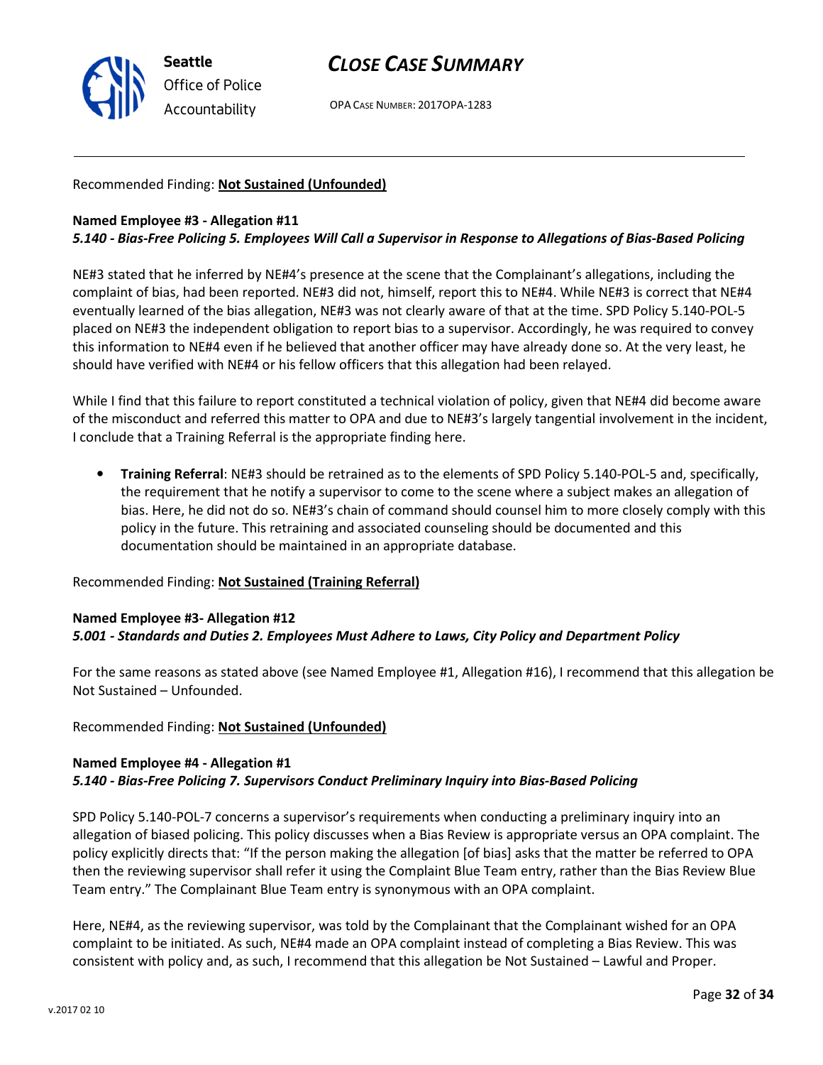Recommended Finding: **Not Sustained (Unfounded)**

**Named Employee #3 - Allegation #11**
***5.140 - Bias-Free Policing 5. Employees Will Call a Supervisor in Response to Allegations of Bias-Based Policing***

NE#3 stated that he inferred by NE#4's presence at the scene that the Complainant's allegations, including the complaint of bias, had been reported. NE#3 did not, himself, report this to NE#4. While NE#3 is correct that NE#4 eventually learned of the bias allegation, NE#3 was not clearly aware of that at the time. SPD Policy 5.140-POL-5 placed on NE#3 the independent obligation to report bias to a supervisor. Accordingly, he was required to convey this information to NE#4 even if he believed that another officer may have already done so. At the very least, he should have verified with NE#4 or his fellow officers that this allegation had been relayed.

While I find that this failure to report constituted a technical violation of policy, given that NE#4 did become aware of the misconduct and referred this matter to OPA and due to NE#3's largely tangential involvement in the incident, I conclude that a Training Referral is the appropriate finding here.

- **Training Referral**: NE#3 should be retrained as to the elements of SPD Policy 5.140-POL-5 and, specifically, the requirement that he notify a supervisor to come to the scene where a subject makes an allegation of bias. Here, he did not do so. NE#3's chain of command should counsel him to more closely comply with this policy in the future. This retraining and associated counseling should be documented and this documentation should be maintained in an appropriate database.

Recommended Finding: **Not Sustained (Training Referral)**

**Named Employee #3- Allegation #12**
***5.001 - Standards and Duties 2. Employees Must Adhere to Laws, City Policy and Department Policy***

For the same reasons as stated above (see Named Employee #1, Allegation #16), I recommend that this allegation be Not Sustained – Unfounded.

Recommended Finding: **Not Sustained (Unfounded)**

**Named Employee #4 - Allegation #1**
***5.140 - Bias-Free Policing 7. Supervisors Conduct Preliminary Inquiry into Bias-Based Policing***

SPD Policy 5.140-POL-7 concerns a supervisor's requirements when conducting a preliminary inquiry into an allegation of biased policing. This policy discusses when a Bias Review is appropriate versus an OPA complaint. The policy explicitly directs that: "If the person making the allegation [of bias] asks that the matter be referred to OPA then the reviewing supervisor shall refer it using the Complaint Blue Team entry, rather than the Bias Review Blue Team entry." The Complainant Blue Team entry is synonymous with an OPA complaint.

Here, NE#4, as the reviewing supervisor, was told by the Complainant that the Complainant wished for an OPA complaint to be initiated. As such, NE#4 made an OPA complaint instead of completing a Bias Review. This was consistent with policy and, as such, I recommend that this allegation be Not Sustained – Lawful and Proper.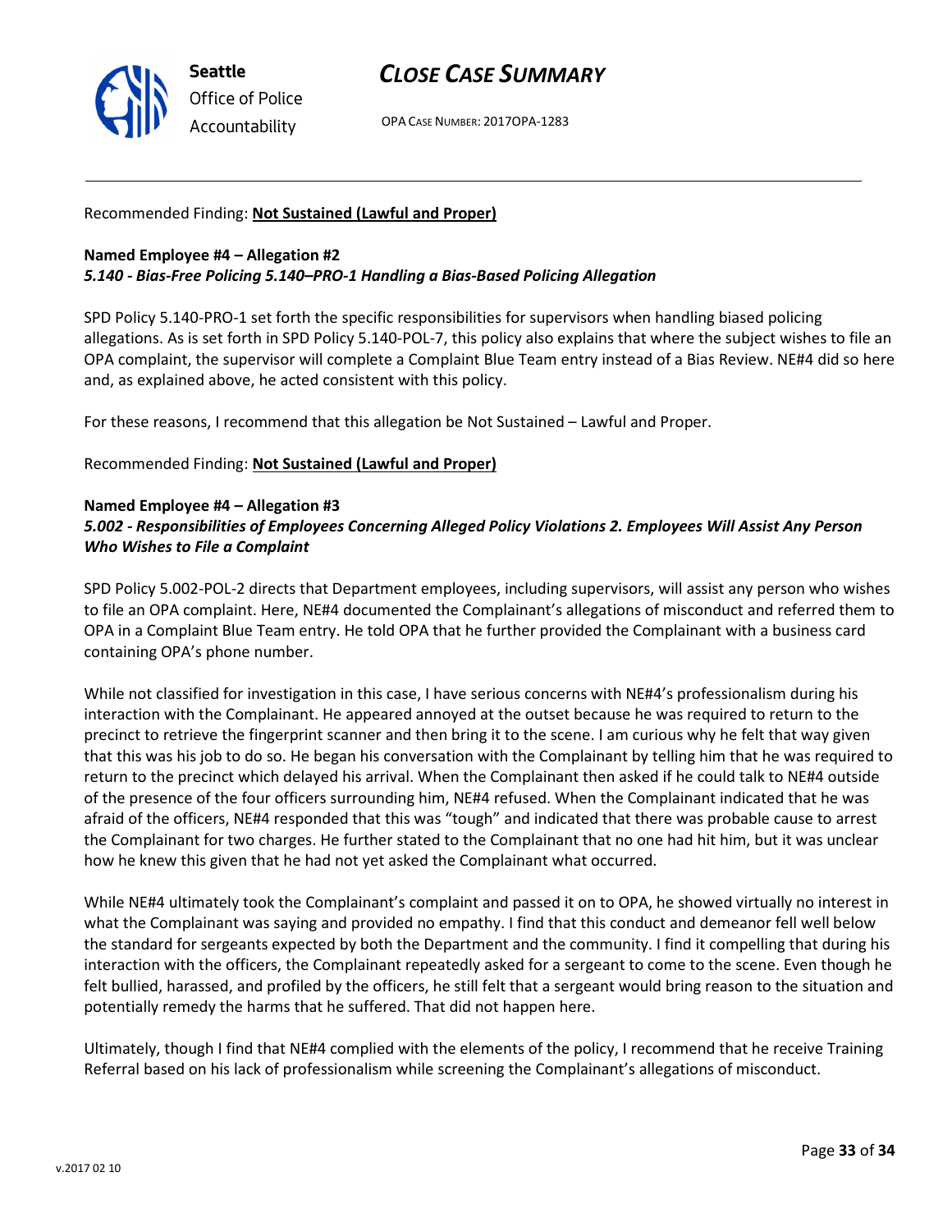Recommended Finding: **Not Sustained (Lawful and Proper)**

**Named Employee #4 – Allegation #2**
***5.140 - Bias-Free Policing 5.140–PRO-1 Handling a Bias-Based Policing Allegation***

SPD Policy 5.140-PRO-1 set forth the specific responsibilities for supervisors when handling biased policing allegations. As is set forth in SPD Policy 5.140-POL-7, this policy also explains that where the subject wishes to file an OPA complaint, the supervisor will complete a Complaint Blue Team entry instead of a Bias Review. NE#4 did so here and, as explained above, he acted consistent with this policy.

For these reasons, I recommend that this allegation be Not Sustained – Lawful and Proper.

Recommended Finding: **Not Sustained (Lawful and Proper)**

**Named Employee #4 – Allegation #3**
***5.002 - Responsibilities of Employees Concerning Alleged Policy Violations 2. Employees Will Assist Any Person Who Wishes to File a Complaint***

SPD Policy 5.002-POL-2 directs that Department employees, including supervisors, will assist any person who wishes to file an OPA complaint. Here, NE#4 documented the Complainant's allegations of misconduct and referred them to OPA in a Complaint Blue Team entry. He told OPA that he further provided the Complainant with a business card containing OPA's phone number.

While not classified for investigation in this case, I have serious concerns with NE#4's professionalism during his interaction with the Complainant. He appeared annoyed at the outset because he was required to return to the precinct to retrieve the fingerprint scanner and then bring it to the scene. I am curious why he felt that way given that this was his job to do so. He began his conversation with the Complainant by telling him that he was required to return to the precinct which delayed his arrival. When the Complainant then asked if he could talk to NE#4 outside of the presence of the four officers surrounding him, NE#4 refused. When the Complainant indicated that he was afraid of the officers, NE#4 responded that this was "tough" and indicated that there was probable cause to arrest the Complainant for two charges. He further stated to the Complainant that no one had hit him, but it was unclear how he knew this given that he had not yet asked the Complainant what occurred.

While NE#4 ultimately took the Complainant's complaint and passed it on to OPA, he showed virtually no interest in what the Complainant was saying and provided no empathy. I find that this conduct and demeanor fell well below the standard for sergeants expected by both the Department and the community. I find it compelling that during his interaction with the officers, the Complainant repeatedly asked for a sergeant to come to the scene. Even though he felt bullied, harassed, and profiled by the officers, he still felt that a sergeant would bring reason to the situation and potentially remedy the harms that he suffered. That did not happen here.

Ultimately, though I find that NE#4 complied with the elements of the policy, I recommend that he receive Training Referral based on his lack of professionalism while screening the Complainant's allegations of misconduct.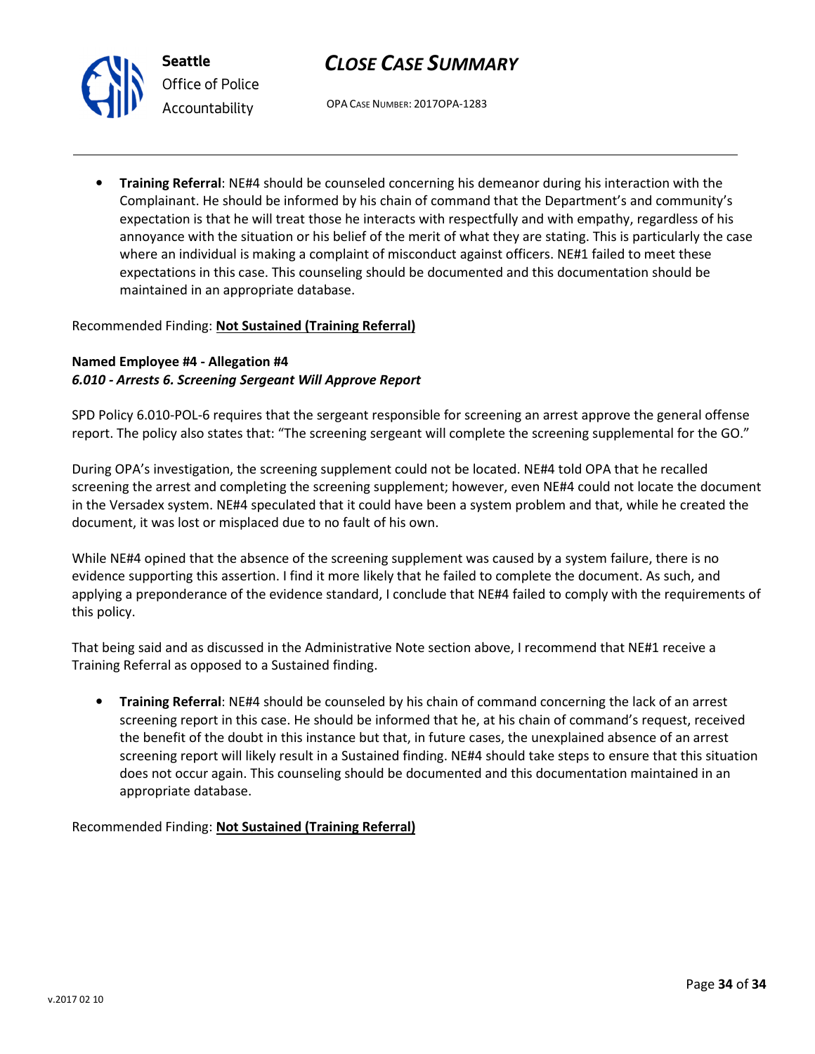- **Training Referral**: NE#4 should be counseled concerning his demeanor during his interaction with the Complainant. He should be informed by his chain of command that the Department's and community's expectation is that he will treat those he interacts with respectfully and with empathy, regardless of his annoyance with the situation or his belief of the merit of what they are stating. This is particularly the case where an individual is making a complaint of misconduct against officers. NE#1 failed to meet these expectations in this case. This counseling should be documented and this documentation should be maintained in an appropriate database.

Recommended Finding: **Not Sustained (Training Referral)**

**Named Employee #4 - Allegation #4**
***6.010 - Arrests 6. Screening Sergeant Will Approve Report***

SPD Policy 6.010-POL-6 requires that the sergeant responsible for screening an arrest approve the general offense report. The policy also states that: "The screening sergeant will complete the screening supplemental for the GO."

During OPA's investigation, the screening supplement could not be located. NE#4 told OPA that he recalled screening the arrest and completing the screening supplement; however, even NE#4 could not locate the document in the Versadex system. NE#4 speculated that it could have been a system problem and that, while he created the document, it was lost or misplaced due to no fault of his own.

While NE#4 opined that the absence of the screening supplement was caused by a system failure, there is no evidence supporting this assertion. I find it more likely that he failed to complete the document. As such, and applying a preponderance of the evidence standard, I conclude that NE#4 failed to comply with the requirements of this policy.

That being said and as discussed in the Administrative Note section above, I recommend that NE#1 receive a Training Referral as opposed to a Sustained finding.

- **Training Referral**: NE#4 should be counseled by his chain of command concerning the lack of an arrest screening report in this case. He should be informed that he, at his chain of command's request, received the benefit of the doubt in this instance but that, in future cases, the unexplained absence of an arrest screening report will likely result in a Sustained finding. NE#4 should take steps to ensure that this situation does not occur again. This counseling should be documented and this documentation maintained in an appropriate database.

Recommended Finding: **Not Sustained (Training Referral)**